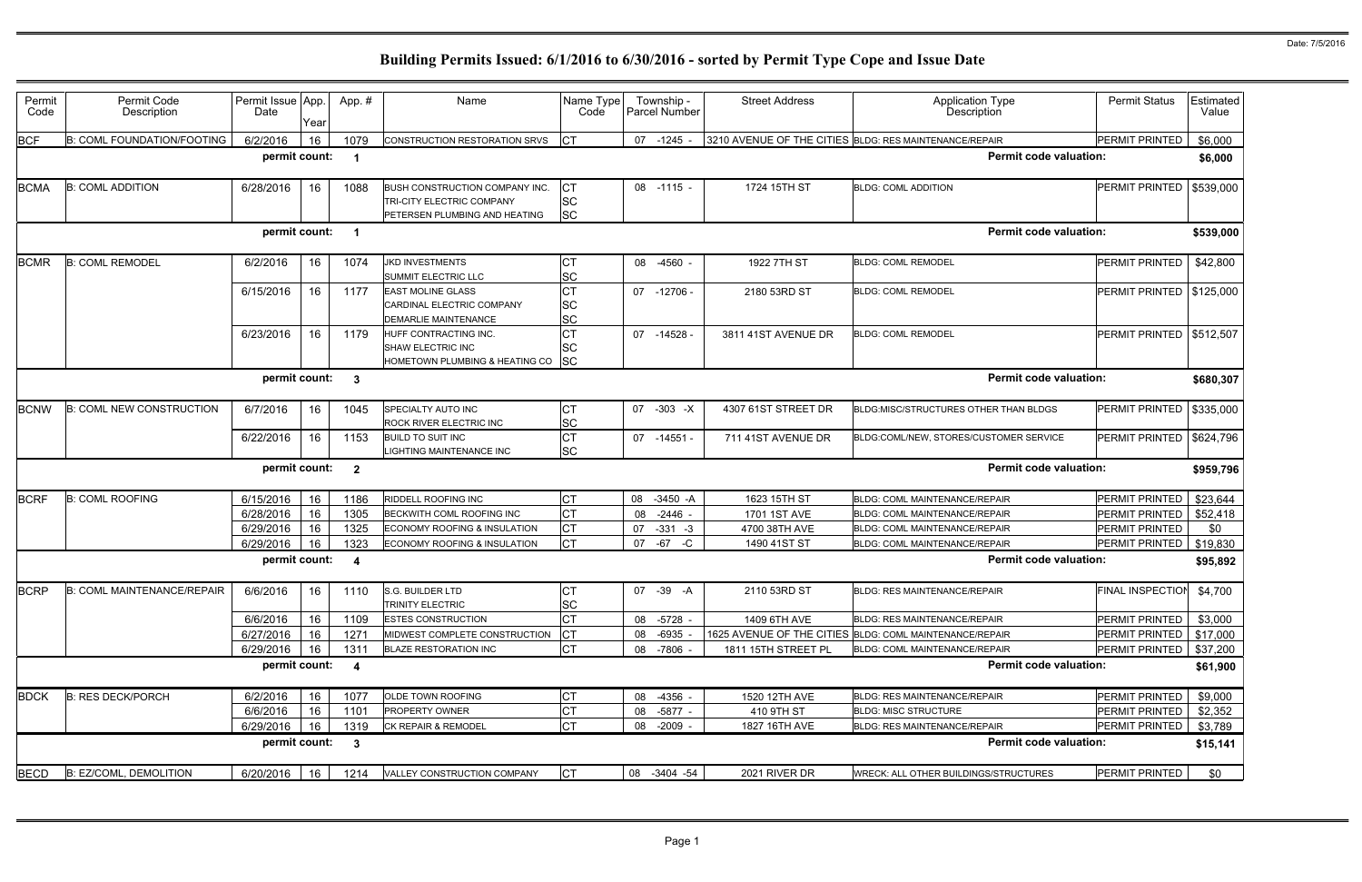# Building Permits Issued: 6/1/2016 to 6/30/2016 - sorted by Permit Type Cope and Issue Date

Date: 7/5/2016

| Permit Code | Permit Code Description | Permit Issue Date | App. Year | App. # | Name | Name Type Code | Township - Parcel Number | Street Address | Application Type Description | Permit Status | Estimated Value |
|---|---|---|---|---|---|---|---|---|---|---|---|
| BCF | B: COML FOUNDATION/FOOTING | 6/2/2016 | 16 | 1079 | CONSTRUCTION RESTORATION SRVS | CT | 07 -1245 - | 3210 AVENUE OF THE CITIES | BLDG: RES MAINTENANCE/REPAIR | PERMIT PRINTED | $6,000 |
| | | permit count: | | 1 | | | | | Permit code valuation: | | $6,000 |
| BCMA | B: COML ADDITION | 6/28/2016 | 16 | 1088 | BUSH CONSTRUCTION COMPANY INC.<br>TRI-CITY ELECTRIC COMPANY<br>PETERSEN PLUMBING AND HEATING | CT<br>SC<br>SC | 08 -1115 - | 1724 15TH ST | BLDG: COML ADDITION | PERMIT PRINTED | $539,000 |
| | | permit count: | | 1 | | | | | Permit code valuation: | | $539,000 |
| BCMR | B: COML REMODEL | 6/2/2016 | 16 | 1074 | JKD INVESTMENTS<br>SUMMIT ELECTRIC LLC | CT<br>SC | 08 -4560 - | 1922 7TH ST | BLDG: COML REMODEL | PERMIT PRINTED | $42,800 |
| | | 6/15/2016 | 16 | 1177 | EAST MOLINE GLASS<br>CARDINAL ELECTRIC COMPANY<br>DEMARLIE MAINTENANCE | CT<br>SC<br>SC | 07 -12706 - | 2180 53RD ST | BLDG: COML REMODEL | PERMIT PRINTED | $125,000 |
| | | 6/23/2016 | 16 | 1179 | HUFF CONTRACTING INC.<br>SHAW ELECTRIC INC<br>HOMETOWN PLUMBING & HEATING CO | CT<br>SC<br>SC | 07 -14528 - | 3811 41ST AVENUE DR | BLDG: COML REMODEL | PERMIT PRINTED | $512,507 |
| | | permit count: | | 3 | | | | | Permit code valuation: | | $680,307 |
| BCNW | B: COML NEW CONSTRUCTION | 6/7/2016 | 16 | 1045 | SPECIALTY AUTO INC<br>ROCK RIVER ELECTRIC INC | CT<br>SC | 07 -303 -X | 4307 61ST STREET DR | BLDG:MISC/STRUCTURES OTHER THAN BLDGS | PERMIT PRINTED | $335,000 |
| | | 6/22/2016 | 16 | 1153 | BUILD TO SUIT INC<br>LIGHTING MAINTENANCE INC | CT<br>SC | 07 -14551 - | 711 41ST AVENUE DR | BLDG:COML/NEW, STORES/CUSTOMER SERVICE | PERMIT PRINTED | $624,796 |
| | | permit count: | | 2 | | | | | Permit code valuation: | | $959,796 |
| BCRF | B: COML ROOFING | 6/15/2016 | 16 | 1186 | RIDDELL ROOFING INC | CT | 08 -3450 -A | 1623 15TH ST | BLDG: COML MAINTENANCE/REPAIR | PERMIT PRINTED | $23,644 |
| | | 6/28/2016 | 16 | 1305 | BECKWITH COML ROOFING INC | CT | 08 -2446 - | 1701 1ST AVE | BLDG: COML MAINTENANCE/REPAIR | PERMIT PRINTED | $52,418 |
| | | 6/29/2016 | 16 | 1325 | ECONOMY ROOFING & INSULATION | CT | 07 -331 -3 | 4700 38TH AVE | BLDG: COML MAINTENANCE/REPAIR | PERMIT PRINTED | $0 |
| | | 6/29/2016 | 16 | 1323 | ECONOMY ROOFING & INSULATION | CT | 07 -67 -C | 1490 41ST ST | BLDG: COML MAINTENANCE/REPAIR | PERMIT PRINTED | $19,830 |
| | | permit count: | | 4 | | | | | Permit code valuation: | | $95,892 |
| BCRP | B: COML MAINTENANCE/REPAIR | 6/6/2016 | 16 | 1110 | S.G. BUILDER LTD<br>TRINITY ELECTRIC | CT<br>SC | 07 -39 -A | 2110 53RD ST | BLDG: RES MAINTENANCE/REPAIR | FINAL INSPECTION | $4,700 |
| | | 6/6/2016 | 16 | 1109 | ESTES CONSTRUCTION | CT | 08 -5728 - | 1409 6TH AVE | BLDG: RES MAINTENANCE/REPAIR | PERMIT PRINTED | $3,000 |
| | | 6/27/2016 | 16 | 1271 | MIDWEST COMPLETE CONSTRUCTION | CT | 08 -6935 - | 1625 AVENUE OF THE CITIES | BLDG: COML MAINTENANCE/REPAIR | PERMIT PRINTED | $17,000 |
| | | 6/29/2016 | 16 | 1311 | BLAZE RESTORATION INC | CT | 08 -7806 - | 1811 15TH STREET PL | BLDG: COML MAINTENANCE/REPAIR | PERMIT PRINTED | $37,200 |
| | | permit count: | | 4 | | | | | Permit code valuation: | | $61,900 |
| BDCK | B: RES DECK/PORCH | 6/2/2016 | 16 | 1077 | OLDE TOWN ROOFING | CT | 08 -4356 - | 1520 12TH AVE | BLDG: RES MAINTENANCE/REPAIR | PERMIT PRINTED | $9,000 |
| | | 6/6/2016 | 16 | 1101 | PROPERTY OWNER | CT | 08 -5877 - | 410 9TH ST | BLDG: MISC STRUCTURE | PERMIT PRINTED | $2,352 |
| | | 6/29/2016 | 16 | 1319 | CK REPAIR & REMODEL | CT | 08 -2009 - | 1827 16TH AVE | BLDG: RES MAINTENANCE/REPAIR | PERMIT PRINTED | $3,789 |
| | | permit count: | | 3 | | | | | Permit code valuation: | | $15,141 |
| BECD | B: EZ/COML, DEMOLITION | 6/20/2016 | 16 | 1214 | VALLEY CONSTRUCTION COMPANY | CT | 08 -3404 -54 | 2021 RIVER DR | WRECK: ALL OTHER BUILDINGS/STRUCTURES | PERMIT PRINTED | $0 |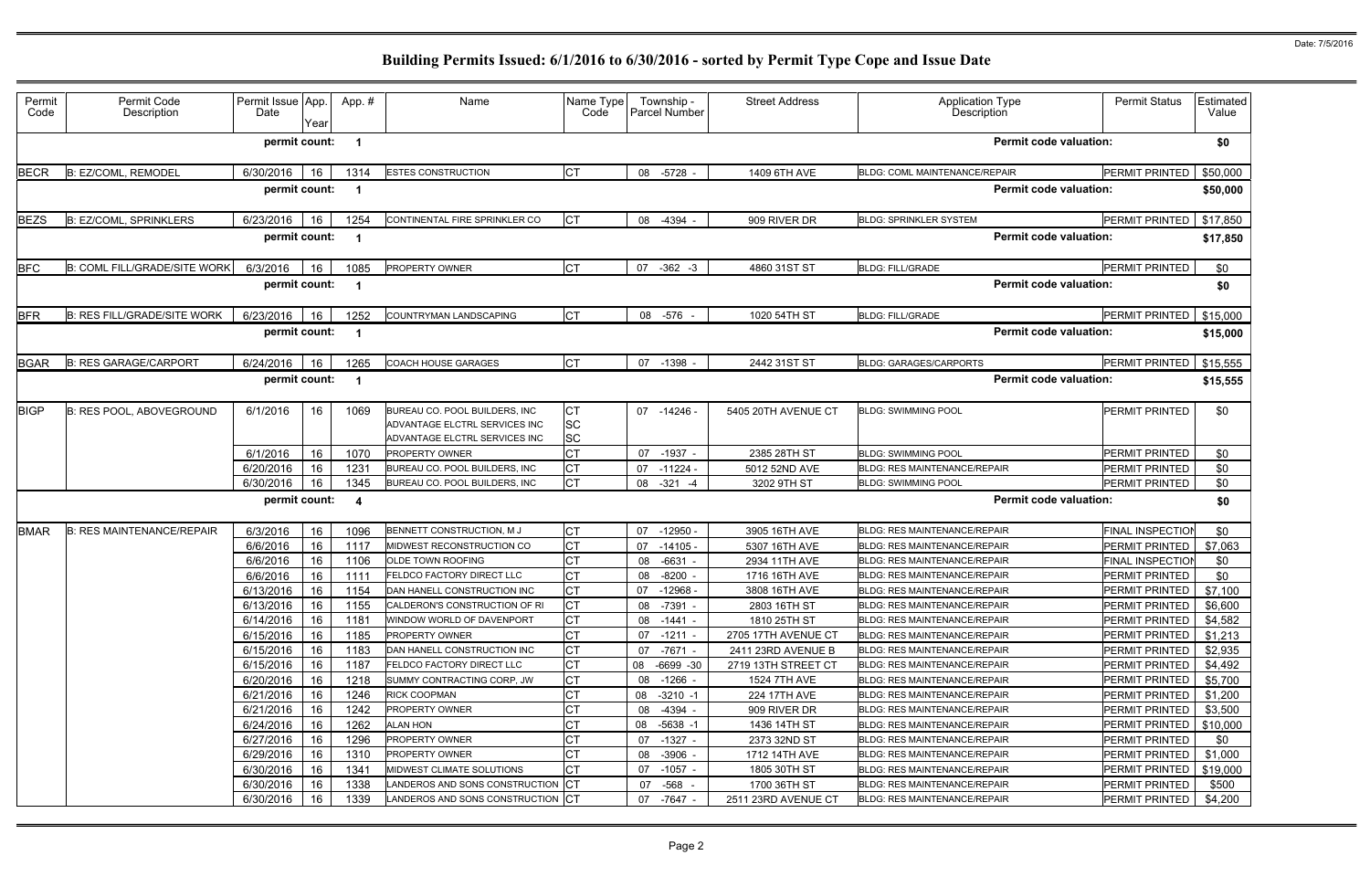# Building Permits Issued: 6/1/2016 to 6/30/2016 - sorted by Permit Type Cope and Issue Date

Date: 7/5/2016

| Permit Code | Permit Code Description | Permit Issue Date | App. Year | App. # | Name | Name Type Code | Township - Parcel Number | Street Address | Application Type Description | Permit Status | Estimated Value |
|---|---|---|---|---|---|---|---|---|---|---|---|
| | | permit count: | | 1 | | | | | Permit code valuation: | | $0 |
| BECR | B: EZ/COML, REMODEL | 6/30/2016 | 16 | 1314 | ESTES CONSTRUCTION | CT | 08 -5728 - | 1409 6TH AVE | BLDG: COML MAINTENANCE/REPAIR | PERMIT PRINTED | $50,000 |
| | | permit count: | | 1 | | | | | Permit code valuation: | | $50,000 |
| BEZS | B: EZ/COML, SPRINKLERS | 6/23/2016 | 16 | 1254 | CONTINENTAL FIRE SPRINKLER CO | CT | 08 -4394 - | 909 RIVER DR | BLDG: SPRINKLER SYSTEM | PERMIT PRINTED | $17,850 |
| | | permit count: | | 1 | | | | | Permit code valuation: | | $17,850 |
| BFC | B: COML FILL/GRADE/SITE WORK | 6/3/2016 | 16 | 1085 | PROPERTY OWNER | CT | 07 -362 -3 | 4860 31ST ST | BLDG: FILL/GRADE | PERMIT PRINTED | $0 |
| | | permit count: | | 1 | | | | | Permit code valuation: | | $0 |
| BFR | B: RES FILL/GRADE/SITE WORK | 6/23/2016 | 16 | 1252 | COUNTRYMAN LANDSCAPING | CT | 08 -576 - | 1020 54TH ST | BLDG: FILL/GRADE | PERMIT PRINTED | $15,000 |
| | | permit count: | | 1 | | | | | Permit code valuation: | | $15,000 |
| BGAR | B: RES GARAGE/CARPORT | 6/24/2016 | 16 | 1265 | COACH HOUSE GARAGES | CT | 07 -1398 - | 2442 31ST ST | BLDG: GARAGES/CARPORTS | PERMIT PRINTED | $15,555 |
| | | permit count: | | 1 | | | | | Permit code valuation: | | $15,555 |
| BIGP | B: RES POOL, ABOVEGROUND | 6/1/2016 | 16 | 1069 | BUREAU CO. POOL BUILDERS, INC<br>ADVANTAGE ELCTRL SERVICES INC<br>ADVANTAGE ELCTRL SERVICES INC | CT<br>SC<br>SC | 07 -14246 - | 5405 20TH AVENUE CT | BLDG: SWIMMING POOL | PERMIT PRINTED | $0 |
| | | 6/1/2016 | 16 | 1070 | PROPERTY OWNER | CT | 07 -1937 - | 2385 28TH ST | BLDG: SWIMMING POOL | PERMIT PRINTED | $0 |
| | | 6/20/2016 | 16 | 1231 | BUREAU CO. POOL BUILDERS, INC | CT | 07 -11224 - | 5012 52ND AVE | BLDG: RES MAINTENANCE/REPAIR | PERMIT PRINTED | $0 |
| | | 6/30/2016 | 16 | 1345 | BUREAU CO. POOL BUILDERS, INC | CT | 08 -321 -4 | 3202 9TH ST | BLDG: SWIMMING POOL | PERMIT PRINTED | $0 |
| | | permit count: | | 4 | | | | | Permit code valuation: | | $0 |
| BMAR | B: RES MAINTENANCE/REPAIR | 6/3/2016 | 16 | 1096 | BENNETT CONSTRUCTION, M J | CT | 07 -12950 - | 3905 16TH AVE | BLDG: RES MAINTENANCE/REPAIR | FINAL INSPECTION | $0 |
| | | 6/6/2016 | 16 | 1117 | MIDWEST RECONSTRUCTION CO | CT | 07 -14105 - | 5307 16TH AVE | BLDG: RES MAINTENANCE/REPAIR | PERMIT PRINTED | $7,063 |
| | | 6/6/2016 | 16 | 1106 | OLDE TOWN ROOFING | CT | 08 -6631 - | 2934 11TH AVE | BLDG: RES MAINTENANCE/REPAIR | FINAL INSPECTION | $0 |
| | | 6/6/2016 | 16 | 1111 | FELDCO FACTORY DIRECT LLC | CT | 08 -8200 - | 1716 16TH AVE | BLDG: RES MAINTENANCE/REPAIR | PERMIT PRINTED | $0 |
| | | 6/13/2016 | 16 | 1154 | DAN HANELL CONSTRUCTION INC | CT | 07 -12968 - | 3808 16TH AVE | BLDG: RES MAINTENANCE/REPAIR | PERMIT PRINTED | $7,100 |
| | | 6/13/2016 | 16 | 1155 | CALDERON'S CONSTRUCTION OF RI | CT | 08 -7391 - | 2803 16TH ST | BLDG: RES MAINTENANCE/REPAIR | PERMIT PRINTED | $6,600 |
| | | 6/14/2016 | 16 | 1181 | WINDOW WORLD OF DAVENPORT | CT | 08 -1441 - | 1810 25TH ST | BLDG: RES MAINTENANCE/REPAIR | PERMIT PRINTED | $4,582 |
| | | 6/15/2016 | 16 | 1185 | PROPERTY OWNER | CT | 07 -1211 - | 2705 17TH AVENUE CT | BLDG: RES MAINTENANCE/REPAIR | PERMIT PRINTED | $1,213 |
| | | 6/15/2016 | 16 | 1183 | DAN HANELL CONSTRUCTION INC | CT | 07 -7671 - | 2411 23RD AVENUE B | BLDG: RES MAINTENANCE/REPAIR | PERMIT PRINTED | $2,935 |
| | | 6/15/2016 | 16 | 1187 | FELDCO FACTORY DIRECT LLC | CT | 08 -6699 -30 | 2719 13TH STREET CT | BLDG: RES MAINTENANCE/REPAIR | PERMIT PRINTED | $4,492 |
| | | 6/20/2016 | 16 | 1218 | SUMMY CONTRACTING CORP, JW | CT | 08 -1266 - | 1524 7TH AVE | BLDG: RES MAINTENANCE/REPAIR | PERMIT PRINTED | $5,700 |
| | | 6/21/2016 | 16 | 1246 | RICK COOPMAN | CT | 08 -3210 -1 | 224 17TH AVE | BLDG: RES MAINTENANCE/REPAIR | PERMIT PRINTED | $1,200 |
| | | 6/21/2016 | 16 | 1242 | PROPERTY OWNER | CT | 08 -4394 - | 909 RIVER DR | BLDG: RES MAINTENANCE/REPAIR | PERMIT PRINTED | $3,500 |
| | | 6/24/2016 | 16 | 1262 | ALAN HON | CT | 08 -5638 -1 | 1436 14TH ST | BLDG: RES MAINTENANCE/REPAIR | PERMIT PRINTED | $10,000 |
| | | 6/27/2016 | 16 | 1296 | PROPERTY OWNER | CT | 07 -1327 - | 2373 32ND ST | BLDG: RES MAINTENANCE/REPAIR | PERMIT PRINTED | $0 |
| | | 6/29/2016 | 16 | 1310 | PROPERTY OWNER | CT | 08 -3906 - | 1712 14TH AVE | BLDG: RES MAINTENANCE/REPAIR | PERMIT PRINTED | $1,000 |
| | | 6/30/2016 | 16 | 1341 | MIDWEST CLIMATE SOLUTIONS | CT | 07 -1057 - | 1805 30TH ST | BLDG: RES MAINTENANCE/REPAIR | PERMIT PRINTED | $19,000 |
| | | 6/30/2016 | 16 | 1338 | LANDEROS AND SONS CONSTRUCTION | CT | 07 -568 - | 1700 36TH ST | BLDG: RES MAINTENANCE/REPAIR | PERMIT PRINTED | $500 |
| | | 6/30/2016 | 16 | 1339 | LANDEROS AND SONS CONSTRUCTION | CT | 07 -7647 - | 2511 23RD AVENUE CT | BLDG: RES MAINTENANCE/REPAIR | PERMIT PRINTED | $4,200 |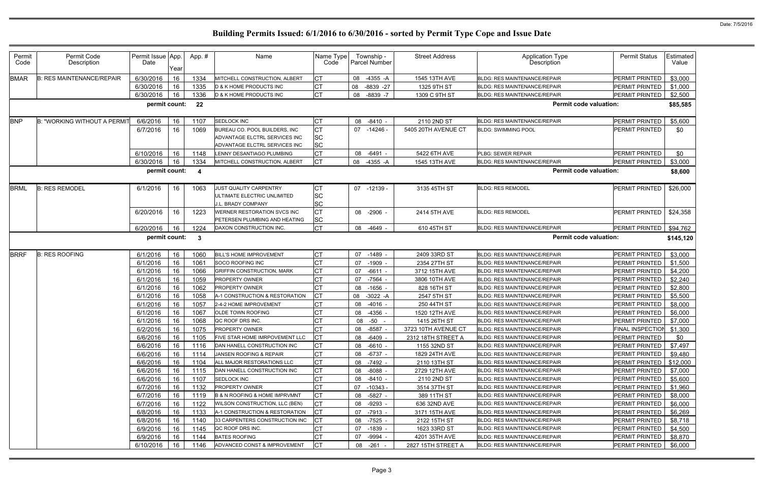# Building Permits Issued: 6/1/2016 to 6/30/2016 - sorted by Permit Type Cope and Issue Date

Date: 7/5/2016

| Permit Code | Permit Code Description | Permit Issue Date | App. Year | App. # | Name | Name Type Code | Township - Parcel Number | Street Address | Application Type Description | Permit Status | Estimated Value |
|---|---|---|---|---|---|---|---|---|---|---|---|
| BMAR | B: RES MAINTENANCE/REPAIR | 6/30/2016 | 16 | 1334 | MITCHELL CONSTRUCTION, ALBERT | CT | 08 -4355 -A | 1545 13TH AVE | BLDG: RES MAINTENANCE/REPAIR | PERMIT PRINTED | $3,000 |
| | | 6/30/2016 | 16 | 1335 | D & K HOME PRODUCTS INC | CT | 08 -8839 -27 | 1325 9TH ST | BLDG: RES MAINTENANCE/REPAIR | PERMIT PRINTED | $1,000 |
| | | 6/30/2016 | 16 | 1336 | D & K HOME PRODUCTS INC | CT | 08 -8839 -7 | 1309 C 9TH ST | BLDG: RES MAINTENANCE/REPAIR | PERMIT PRINTED | $2,500 |
| | | **permit count:** | | **22** | | | | | **Permit code valuation:** | | **$85,585** |
| BNP | B: "WORKING WITHOUT A PERMIT | 6/6/2016 | 16 | 1107 | SEDLOCK INC | CT | 08 -8410 - | 2110 2ND ST | BLDG: RES MAINTENANCE/REPAIR | PERMIT PRINTED | $5,600 |
| | | 6/7/2016 | 16 | 1069 | BUREAU CO. POOL BUILDERS, INC<br>ADVANTAGE ELCTRL SERVICES INC<br>ADVANTAGE ELCTRL SERVICES INC | CT<br>SC<br>SC | 07 -14246 - | 5405 20TH AVENUE CT | BLDG: SWIMMING POOL | PERMIT PRINTED | $0 |
| | | 6/10/2016 | 16 | 1148 | LENNY DESANTIAGO PLUMBING | CT | 08 -6491 - | 5422 6TH AVE | PLBG: SEWER REPAIR | PERMIT PRINTED | $0 |
| | | 6/30/2016 | 16 | 1334 | MITCHELL CONSTRUCTION, ALBERT | CT | 08 -4355 -A | 1545 13TH AVE | BLDG: RES MAINTENANCE/REPAIR | PERMIT PRINTED | $3,000 |
| | | **permit count:** | | **4** | | | | | **Permit code valuation:** | | **$8,600** |
| BRML | B: RES REMODEL | 6/1/2016 | 16 | 1063 | JUST QUALITY CARPENTRY<br>ULTIMATE ELECTRIC UNLIMITED<br>J.L. BRADY COMPANY | CT<br>SC<br>SC | 07 -12139 - | 3135 45TH ST | BLDG: RES REMODEL | PERMIT PRINTED | $26,000 |
| | | 6/20/2016 | 16 | 1223 | WERNER RESTORATION SVCS INC<br>PETERSEN PLUMBING AND HEATING | CT<br>SC | 08 -2906 - | 2414 5TH AVE | BLDG: RES REMODEL | PERMIT PRINTED | $24,358 |
| | | 6/20/2016 | 16 | 1224 | DAXON CONSTRUCTION INC. | CT | 08 -4649 - | 610 45TH ST | BLDG: RES MAINTENANCE/REPAIR | PERMIT PRINTED | $94,762 |
| | | **permit count:** | | **3** | | | | | **Permit code valuation:** | | **$145,120** |
| BRRF | B: RES ROOFING | 6/1/2016 | 16 | 1060 | BILL'S HOME IMPROVEMENT | CT | 07 -1489 - | 2409 33RD ST | BLDG: RES MAINTENANCE/REPAIR | PERMIT PRINTED | $3,000 |
| | | 6/1/2016 | 16 | 1061 | SOCO ROOFING INC | CT | 07 -1909 - | 2354 27TH ST | BLDG: RES MAINTENANCE/REPAIR | PERMIT PRINTED | $1,500 |
| | | 6/1/2016 | 16 | 1066 | GRIFFIN CONSTRUCTION, MARK | CT | 07 -6611 - | 3712 15TH AVE | BLDG: RES MAINTENANCE/REPAIR | PERMIT PRINTED | $4,200 |
| | | 6/1/2016 | 16 | 1059 | PROPERTY OWNER | CT | 07 -7564 - | 3806 10TH AVE | BLDG: RES MAINTENANCE/REPAIR | PERMIT PRINTED | $2,240 |
| | | 6/1/2016 | 16 | 1062 | PROPERTY OWNER | CT | 08 -1656 - | 828 16TH ST | BLDG: RES MAINTENANCE/REPAIR | PERMIT PRINTED | $2,800 |
| | | 6/1/2016 | 16 | 1058 | A-1 CONSTRUCTION & RESTORATION | CT | 08 -3022 -A | 2547 5TH ST | BLDG: RES MAINTENANCE/REPAIR | PERMIT PRINTED | $5,500 |
| | | 6/1/2016 | 16 | 1057 | 2-4-2 HOME IMPROVEMENT | CT | 08 -4016 - | 250 44TH ST | BLDG: RES MAINTENANCE/REPAIR | PERMIT PRINTED | $8,000 |
| | | 6/1/2016 | 16 | 1067 | OLDE TOWN ROOFING | CT | 08 -4356 - | 1520 12TH AVE | BLDG: RES MAINTENANCE/REPAIR | PERMIT PRINTED | $6,000 |
| | | 6/1/2016 | 16 | 1068 | QC ROOF DRS INC. | CT | 08 -50 - | 1415 26TH ST | BLDG: RES MAINTENANCE/REPAIR | PERMIT PRINTED | $7,000 |
| | | 6/2/2016 | 16 | 1075 | PROPERTY OWNER | CT | 08 -8587 - | 3723 10TH AVENUE CT | BLDG: RES MAINTENANCE/REPAIR | FINAL INSPECTION | $1,300 |
| | | 6/6/2016 | 16 | 1105 | FIVE STAR HOME IMRPOVEMENT LLC | CT | 08 -6409 - | 2312 18TH STREET A | BLDG: RES MAINTENANCE/REPAIR | PERMIT PRINTED | $0 |
| | | 6/6/2016 | 16 | 1116 | DAN HANELL CONSTRUCTION INC | CT | 08 -6610 - | 1155 32ND ST | BLDG: RES MAINTENANCE/REPAIR | PERMIT PRINTED | $7,497 |
| | | 6/6/2016 | 16 | 1114 | JANSEN ROOFING & REPAIR | CT | 08 -6737 - | 1829 24TH AVE | BLDG: RES MAINTENANCE/REPAIR | PERMIT PRINTED | $9,480 |
| | | 6/6/2016 | 16 | 1104 | ALL MAJOR RESTORATIONS LLC | CT | 08 -7492 - | 2110 13TH ST | BLDG: RES MAINTENANCE/REPAIR | PERMIT PRINTED | $12,000 |
| | | 6/6/2016 | 16 | 1115 | DAN HANELL CONSTRUCTION INC | CT | 08 -8088 - | 2729 12TH AVE | BLDG: RES MAINTENANCE/REPAIR | PERMIT PRINTED | $7,000 |
| | | 6/6/2016 | 16 | 1107 | SEDLOCK INC | CT | 08 -8410 - | 2110 2ND ST | BLDG: RES MAINTENANCE/REPAIR | PERMIT PRINTED | $5,600 |
| | | 6/7/2016 | 16 | 1132 | PROPERTY OWNER | CT | 07 -10343 - | 3514 37TH ST | BLDG: RES MAINTENANCE/REPAIR | PERMIT PRINTED | $1,960 |
| | | 6/7/2016 | 16 | 1119 | B & N ROOFING & HOME IMPRVMNT | CT | 08 -5827 - | 389 11TH ST | BLDG: RES MAINTENANCE/REPAIR | PERMIT PRINTED | $8,000 |
| | | 6/7/2016 | 16 | 1122 | WILSON CONSTRUCTION, LLC (BEN) | CT | 08 -9293 - | 636 32ND AVE | BLDG: RES MAINTENANCE/REPAIR | PERMIT PRINTED | $6,000 |
| | | 6/8/2016 | 16 | 1133 | A-1 CONSTRUCTION & RESTORATION | CT | 07 -7913 - | 3171 15TH AVE | BLDG: RES MAINTENANCE/REPAIR | PERMIT PRINTED | $6,269 |
| | | 6/8/2016 | 16 | 1140 | 33 CARPENTERS CONSTRUCTION INC | CT | 08 -7525 - | 2122 15TH ST | BLDG: RES MAINTENANCE/REPAIR | PERMIT PRINTED | $8,718 |
| | | 6/9/2016 | 16 | 1145 | QC ROOF DRS INC. | CT | 07 -1839 - | 1623 33RD ST | BLDG: RES MAINTENANCE/REPAIR | PERMIT PRINTED | $4,500 |
| | | 6/9/2016 | 16 | 1144 | BATES ROOFING | CT | 07 -9994 - | 4201 35TH AVE | BLDG: RES MAINTENANCE/REPAIR | PERMIT PRINTED | $8,870 |
| | | 6/10/2016 | 16 | 1146 | ADVANCED CONST & IMPROVEMENT | CT | 08 -261 - | 2827 15TH STREET A | BLDG: RES MAINTENANCE/REPAIR | PERMIT PRINTED | $6,000 |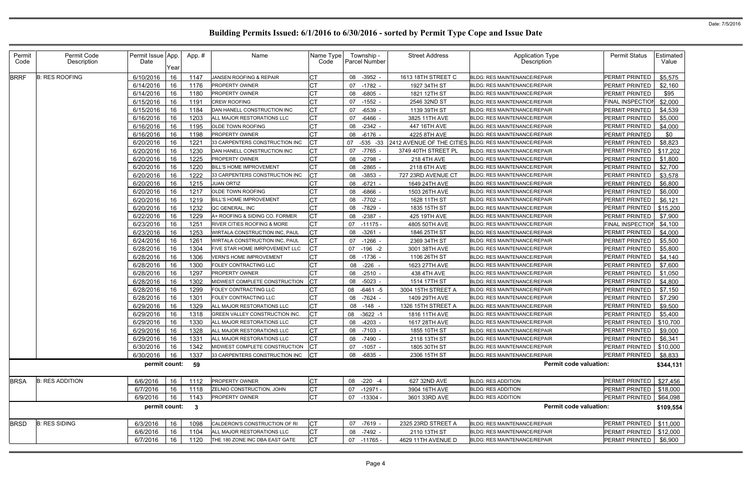# Building Permits Issued: 6/1/2016 to 6/30/2016 - sorted by Permit Type Cope and Issue Date

Date: 7/5/2016

| Permit Code | Permit Code Description | Permit Issue Date | App. Year | App. # | Name | Name Type Code | Township - Parcel Number | Street Address | Application Type Description | Permit Status | Estimated Value |
|---|---|---|---|---|---|---|---|---|---|---|---|
| BRRF | B: RES ROOFING | 6/10/2016 | 16 | 1147 | JANSEN ROOFING & REPAIR | CT | 08 -3952 - | 1613 18TH STREET C | BLDG: RES MAINTENANCE/REPAIR | PERMIT PRINTED | $5,575 |
| | | 6/14/2016 | 16 | 1176 | PROPERTY OWNER | CT | 07 -1782 - | 1927 34TH ST | BLDG: RES MAINTENANCE/REPAIR | PERMIT PRINTED | $2,160 |
| | | 6/14/2016 | 16 | 1180 | PROPERTY OWNER | CT | 08 -6805 - | 1821 12TH ST | BLDG: RES MAINTENANCE/REPAIR | PERMIT PRINTED | $95 |
| | | 6/15/2016 | 16 | 1191 | CREW ROOFING | CT | 07 -1552 - | 2546 32ND ST | BLDG: RES MAINTENANCE/REPAIR | FINAL INSPECTION | $2,000 |
| | | 6/15/2016 | 16 | 1184 | DAN HANELL CONSTRUCTION INC | CT | 07 -6539 - | 1139 39TH ST | BLDG: RES MAINTENANCE/REPAIR | PERMIT PRINTED | $4,539 |
| | | 6/16/2016 | 16 | 1203 | ALL MAJOR RESTORATIONS LLC | CT | 07 -6466 - | 3825 11TH AVE | BLDG: RES MAINTENANCE/REPAIR | PERMIT PRINTED | $5,000 |
| | | 6/16/2016 | 16 | 1195 | OLDE TOWN ROOFING | CT | 08 -2342 - | 447 16TH AVE | BLDG: RES MAINTENANCE/REPAIR | PERMIT PRINTED | $4,000 |
| | | 6/16/2016 | 16 | 1198 | PROPERTY OWNER | CT | 08 -6176 - | 4225 8TH AVE | BLDG: RES MAINTENANCE/REPAIR | PERMIT PRINTED | $0 |
| | | 6/20/2016 | 16 | 1221 | 33 CARPENTERS CONSTRUCTION INC | CT | 07 -535 -33 | 2412 AVENUE OF THE CITIES | BLDG: RES MAINTENANCE/REPAIR | PERMIT PRINTED | $8,823 |
| | | 6/20/2016 | 16 | 1230 | DAN HANELL CONSTRUCTION INC | CT | 07 -7765 - | 3749 40TH STREET PL | BLDG: RES MAINTENANCE/REPAIR | PERMIT PRINTED | $17,202 |
| | | 6/20/2016 | 16 | 1225 | PROPERTY OWNER | CT | 08 -2798 - | 218 4TH AVE | BLDG: RES MAINTENANCE/REPAIR | PERMIT PRINTED | $1,800 |
| | | 6/20/2016 | 16 | 1220 | BILL'S HOME IMPROVEMENT | CT | 08 -2865 - | 2118 6TH AVE | BLDG: RES MAINTENANCE/REPAIR | PERMIT PRINTED | $2,700 |
| | | 6/20/2016 | 16 | 1222 | 33 CARPENTERS CONSTRUCTION INC | CT | 08 -3853 - | 727 23RD AVENUE CT | BLDG: RES MAINTENANCE/REPAIR | PERMIT PRINTED | $3,578 |
| | | 6/20/2016 | 16 | 1215 | JUAN ORTIZ | CT | 08 -6721 - | 1649 24TH AVE | BLDG: RES MAINTENANCE/REPAIR | PERMIT PRINTED | $6,800 |
| | | 6/20/2016 | 16 | 1217 | OLDE TOWN ROOFING | CT | 08 -6866 - | 1503 26TH AVE | BLDG: RES MAINTENANCE/REPAIR | PERMIT PRINTED | $6,000 |
| | | 6/20/2016 | 16 | 1219 | BILL'S HOME IMPROVEMENT | CT | 08 -7702 - | 1628 11TH ST | BLDG: RES MAINTENANCE/REPAIR | PERMIT PRINTED | $6,121 |
| | | 6/20/2016 | 16 | 1232 | QC GENERAL, INC | CT | 08 -7829 - | 1835 15TH ST | BLDG: RES MAINTENANCE/REPAIR | PERMIT PRINTED | $15,200 |
| | | 6/22/2016 | 16 | 1229 | A+ ROOFING & SIDING CO. FORMER | CT | 08 -2387 - | 425 19TH AVE | BLDG: RES MAINTENANCE/REPAIR | PERMIT PRINTED | $7,900 |
| | | 6/23/2016 | 16 | 1251 | RIVER CITIES ROOFING & MORE | CT | 07 -11175 - | 4805 50TH AVE | BLDG: RES MAINTENANCE/REPAIR | FINAL INSPECTION | $4,100 |
| | | 6/23/2016 | 16 | 1253 | WIRTALA CONSTRUCTION INC, PAUL | CT | 08 -3261 - | 1846 25TH ST | BLDG: RES MAINTENANCE/REPAIR | PERMIT PRINTED | $4,000 |
| | | 6/24/2016 | 16 | 1261 | WIRTALA CONSTRUCTION INC, PAUL | CT | 07 -1266 - | 2369 34TH ST | BLDG: RES MAINTENANCE/REPAIR | PERMIT PRINTED | $5,500 |
| | | 6/28/2016 | 16 | 1304 | FIVE STAR HOME IMRPOVEMENT LLC | CT | 07 -196 -2 | 3001 38TH AVE | BLDG: RES MAINTENANCE/REPAIR | PERMIT PRINTED | $5,800 |
| | | 6/28/2016 | 16 | 1306 | VERN'S HOME IMPROVEMENT | CT | 08 -1736 - | 1106 26TH ST | BLDG: RES MAINTENANCE/REPAIR | PERMIT PRINTED | $4,140 |
| | | 6/28/2016 | 16 | 1300 | FOLEY CONTRACTING LLC | CT | 08 -226 - | 1623 27TH AVE | BLDG: RES MAINTENANCE/REPAIR | PERMIT PRINTED | $7,600 |
| | | 6/28/2016 | 16 | 1297 | PROPERTY OWNER | CT | 08 -2510 - | 438 4TH AVE | BLDG: RES MAINTENANCE/REPAIR | PERMIT PRINTED | $1,050 |
| | | 6/28/2016 | 16 | 1302 | MIDWEST COMPLETE CONSTRUCTION | CT | 08 -5023 - | 1514 17TH ST | BLDG: RES MAINTENANCE/REPAIR | PERMIT PRINTED | $4,800 |
| | | 6/28/2016 | 16 | 1299 | FOLEY CONTRACTING LLC | CT | 08 -6461 -5 | 3004 15TH STREET A | BLDG: RES MAINTENANCE/REPAIR | PERMIT PRINTED | $7,150 |
| | | 6/28/2016 | 16 | 1301 | FOLEY CONTRACTING LLC | CT | 08 -7624 - | 1409 29TH AVE | BLDG: RES MAINTENANCE/REPAIR | PERMIT PRINTED | $7,290 |
| | | 6/29/2016 | 16 | 1329 | ALL MAJOR RESTORATIONS LLC | CT | 08 -148 - | 1326 15TH STREET A | BLDG: RES MAINTENANCE/REPAIR | PERMIT PRINTED | $9,500 |
| | | 6/29/2016 | 16 | 1318 | GREEN VALLEY CONSTRUCTION INC. | CT | 08 -3622 -1 | 1816 11TH AVE | BLDG: RES MAINTENANCE/REPAIR | PERMIT PRINTED | $5,400 |
| | | 6/29/2016 | 16 | 1330 | ALL MAJOR RESTORATIONS LLC | CT | 08 -4203 - | 1617 28TH AVE | BLDG: RES MAINTENANCE/REPAIR | PERMIT PRINTED | $10,700 |
| | | 6/29/2016 | 16 | 1328 | ALL MAJOR RESTORATIONS LLC | CT | 08 -7103 - | 1855 10TH ST | BLDG: RES MAINTENANCE/REPAIR | PERMIT PRINTED | $9,000 |
| | | 6/29/2016 | 16 | 1331 | ALL MAJOR RESTORATIONS LLC | CT | 08 -7490 - | 2118 13TH ST | BLDG: RES MAINTENANCE/REPAIR | PERMIT PRINTED | $6,341 |
| | | 6/30/2016 | 16 | 1342 | MIDWEST COMPLETE CONSTRUCTION | CT | 07 -1057 - | 1805 30TH ST | BLDG: RES MAINTENANCE/REPAIR | PERMIT PRINTED | $10,000 |
| | | 6/30/2016 | 16 | 1337 | 33 CARPENTERS CONSTRUCTION INC | CT | 08 -6835 - | 2306 15TH ST | BLDG: RES MAINTENANCE/REPAIR | PERMIT PRINTED | $8,833 |
| | | **permit count:** | | **59** | | | | | **Permit code valuation:** | | **$344,131** |
| BRSA | B: RES ADDITION | 6/6/2016 | 16 | 1112 | PROPERTY OWNER | CT | 08 -220 -4 | 627 32ND AVE | BLDG: RES ADDITION | PERMIT PRINTED | $27,456 |
| | | 6/7/2016 | 16 | 1118 | ZELNIO CONSTRUCTION, JOHN | CT | 07 -12971 - | 3904 16TH AVE | BLDG: RES ADDITION | PERMIT PRINTED | $18,000 |
| | | 6/9/2016 | 16 | 1143 | PROPERTY OWNER | CT | 07 -13304 - | 3601 33RD AVE | BLDG: RES ADDITION | PERMIT PRINTED | $64,098 |
| | | **permit count:** | | **3** | | | | | **Permit code valuation:** | | **$109,554** |
| BRSD | B: RES SIDING | 6/3/2016 | 16 | 1098 | CALDERON'S CONSTRUCTION OF RI | CT | 07 -7619 - | 2325 23RD STREET A | BLDG: RES MAINTENANCE/REPAIR | PERMIT PRINTED | $11,000 |
| | | 6/6/2016 | 16 | 1104 | ALL MAJOR RESTORATIONS LLC | CT | 08 -7492 - | 2110 13TH ST | BLDG: RES MAINTENANCE/REPAIR | PERMIT PRINTED | $12,000 |
| | | 6/7/2016 | 16 | 1120 | THE 180 ZONE INC DBA EAST GATE | CT | 07 -11765 - | 4629 11TH AVENUE D | BLDG: RES MAINTENANCE/REPAIR | PERMIT PRINTED | $6,900 |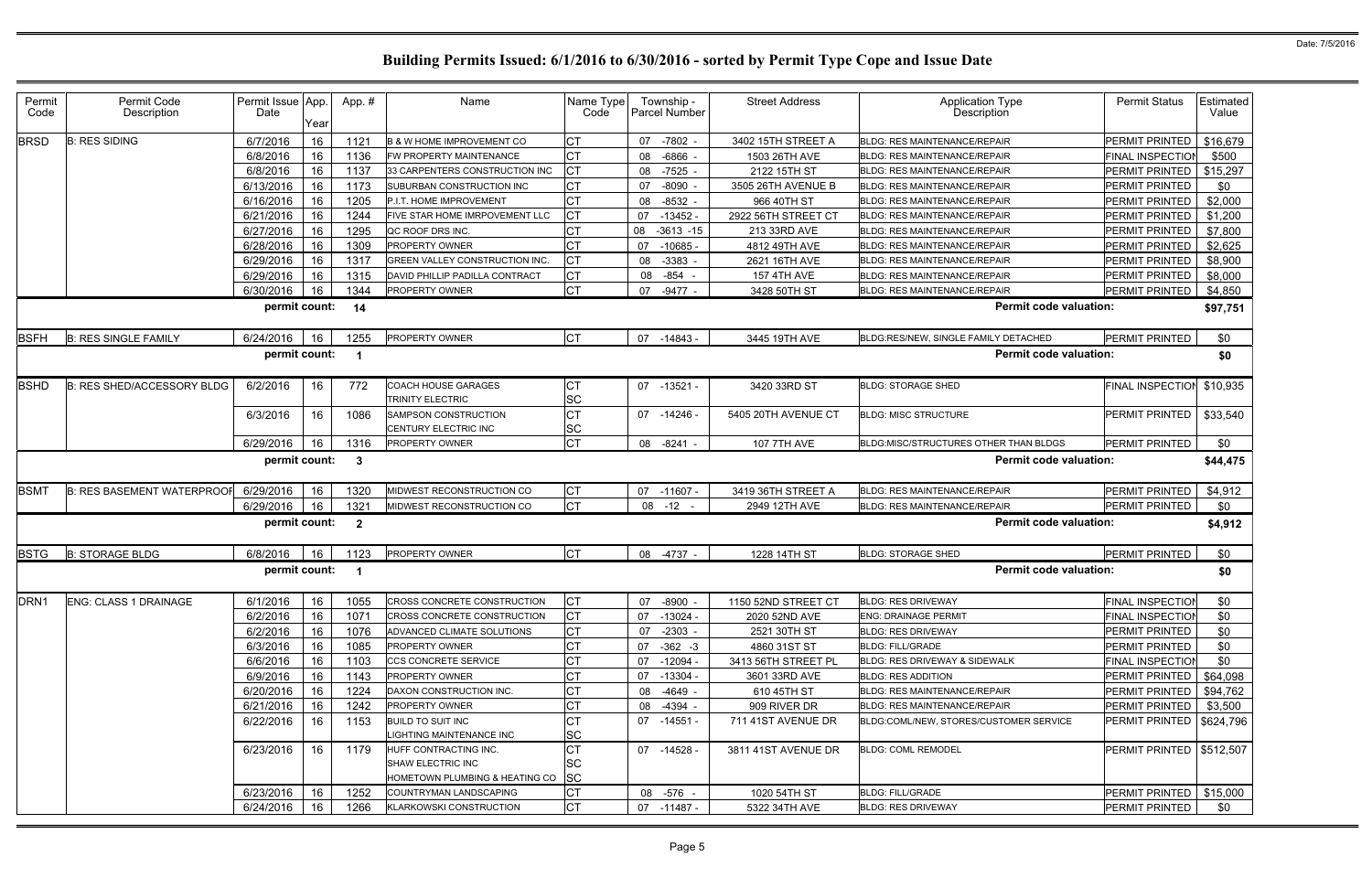# Building Permits Issued: 6/1/2016 to 6/30/2016 - sorted by Permit Type Cope and Issue Date

Date: 7/5/2016

| Permit Code | Permit Code Description | Permit Issue Date | App. Year | App. # | Name | Name Type Code | Township - Parcel Number | Street Address | Application Type Description | Permit Status | Estimated Value |
|---|---|---|---|---|---|---|---|---|---|---|---|
| BRSD | B: RES SIDING | 6/7/2016 | 16 | 1121 | B & W HOME IMPROVEMENT CO | CT | 07 -7802 - | 3402 15TH STREET A | BLDG: RES MAINTENANCE/REPAIR | PERMIT PRINTED | $16,679 |
| | | 6/8/2016 | 16 | 1136 | FW PROPERTY MAINTENANCE | CT | 08 -6866 - | 1503 26TH AVE | BLDG: RES MAINTENANCE/REPAIR | FINAL INSPECTION | $500 |
| | | 6/8/2016 | 16 | 1137 | 33 CARPENTERS CONSTRUCTION INC | CT | 08 -7525 - | 2122 15TH ST | BLDG: RES MAINTENANCE/REPAIR | PERMIT PRINTED | $15,297 |
| | | 6/13/2016 | 16 | 1173 | SUBURBAN CONSTRUCTION INC | CT | 07 -8090 - | 3505 26TH AVENUE B | BLDG: RES MAINTENANCE/REPAIR | PERMIT PRINTED | $0 |
| | | 6/16/2016 | 16 | 1205 | P.I.T. HOME IMPROVEMENT | CT | 08 -8532 - | 966 40TH ST | BLDG: RES MAINTENANCE/REPAIR | PERMIT PRINTED | $2,000 |
| | | 6/21/2016 | 16 | 1244 | FIVE STAR HOME IMRPOVEMENT LLC | CT | 07 -13452 - | 2922 56TH STREET CT | BLDG: RES MAINTENANCE/REPAIR | PERMIT PRINTED | $1,200 |
| | | 6/27/2016 | 16 | 1295 | QC ROOF DRS INC. | CT | 08 -3613 -15 | 213 33RD AVE | BLDG: RES MAINTENANCE/REPAIR | PERMIT PRINTED | $7,800 |
| | | 6/28/2016 | 16 | 1309 | PROPERTY OWNER | CT | 07 -10685 - | 4812 49TH AVE | BLDG: RES MAINTENANCE/REPAIR | PERMIT PRINTED | $2,625 |
| | | 6/29/2016 | 16 | 1317 | GREEN VALLEY CONSTRUCTION INC. | CT | 08 -3383 - | 2621 16TH AVE | BLDG: RES MAINTENANCE/REPAIR | PERMIT PRINTED | $8,900 |
| | | 6/29/2016 | 16 | 1315 | DAVID PHILLIP PADILLA CONTRACT | CT | 08 -854 - | 157 4TH AVE | BLDG: RES MAINTENANCE/REPAIR | PERMIT PRINTED | $8,000 |
| | | 6/30/2016 | 16 | 1344 | PROPERTY OWNER | CT | 07 -9477 - | 3428 50TH ST | BLDG: RES MAINTENANCE/REPAIR | PERMIT PRINTED | $4,850 |
| | | **permit count:** | | **14** | | | | | **Permit code valuation:** | | **$97,751** |
| BSFH | B: RES SINGLE FAMILY | 6/24/2016 | 16 | 1255 | PROPERTY OWNER | CT | 07 -14843 - | 3445 19TH AVE | BLDG:RES/NEW, SINGLE FAMILY DETACHED | PERMIT PRINTED | $0 |
| | | **permit count:** | | **1** | | | | | **Permit code valuation:** | | **$0** |
| BSHD | B: RES SHED/ACCESSORY BLDG | 6/2/2016 | 16 | 772 | COACH HOUSE GARAGES<br>TRINITY ELECTRIC | CT<br>SC | 07 -13521 - | 3420 33RD ST | BLDG: STORAGE SHED | FINAL INSPECTION | $10,935 |
| | | 6/3/2016 | 16 | 1086 | SAMPSON CONSTRUCTION<br>CENTURY ELECTRIC INC | CT<br>SC | 07 -14246 - | 5405 20TH AVENUE CT | BLDG: MISC STRUCTURE | PERMIT PRINTED | $33,540 |
| | | 6/29/2016 | 16 | 1316 | PROPERTY OWNER | CT | 08 -8241 - | 107 7TH AVE | BLDG:MISC/STRUCTURES OTHER THAN BLDGS | PERMIT PRINTED | $0 |
| | | **permit count:** | | **3** | | | | | **Permit code valuation:** | | **$44,475** |
| BSMT | B: RES BASEMENT WATERPROOF | 6/29/2016 | 16 | 1320 | MIDWEST RECONSTRUCTION CO | CT | 07 -11607 - | 3419 36TH STREET A | BLDG: RES MAINTENANCE/REPAIR | PERMIT PRINTED | $4,912 |
| | | 6/29/2016 | 16 | 1321 | MIDWEST RECONSTRUCTION CO | CT | 08 -12 - | 2949 12TH AVE | BLDG: RES MAINTENANCE/REPAIR | PERMIT PRINTED | $0 |
| | | **permit count:** | | **2** | | | | | **Permit code valuation:** | | **$4,912** |
| BSTG | B: STORAGE BLDG | 6/8/2016 | 16 | 1123 | PROPERTY OWNER | CT | 08 -4737 - | 1228 14TH ST | BLDG: STORAGE SHED | PERMIT PRINTED | $0 |
| | | **permit count:** | | **1** | | | | | **Permit code valuation:** | | **$0** |
| DRN1 | ENG: CLASS 1 DRAINAGE | 6/1/2016 | 16 | 1055 | CROSS CONCRETE CONSTRUCTION | CT | 07 -8900 - | 1150 52ND STREET CT | BLDG: RES DRIVEWAY | FINAL INSPECTION | $0 |
| | | 6/2/2016 | 16 | 1071 | CROSS CONCRETE CONSTRUCTION | CT | 07 -13024 - | 2020 52ND AVE | ENG: DRAINAGE PERMIT | FINAL INSPECTION | $0 |
| | | 6/2/2016 | 16 | 1076 | ADVANCED CLIMATE SOLUTIONS | CT | 07 -2303 - | 2521 30TH ST | BLDG: RES DRIVEWAY | PERMIT PRINTED | $0 |
| | | 6/3/2016 | 16 | 1085 | PROPERTY OWNER | CT | 07 -362 -3 | 4860 31ST ST | BLDG: FILL/GRADE | PERMIT PRINTED | $0 |
| | | 6/6/2016 | 16 | 1103 | CCS CONCRETE SERVICE | CT | 07 -12094 - | 3413 56TH STREET PL | BLDG: RES DRIVEWAY & SIDEWALK | FINAL INSPECTION | $0 |
| | | 6/9/2016 | 16 | 1143 | PROPERTY OWNER | CT | 07 -13304 - | 3601 33RD AVE | BLDG: RES ADDITION | PERMIT PRINTED | $64,098 |
| | | 6/20/2016 | 16 | 1224 | DAXON CONSTRUCTION INC. | CT | 08 -4649 - | 610 45TH ST | BLDG: RES MAINTENANCE/REPAIR | PERMIT PRINTED | $94,762 |
| | | 6/21/2016 | 16 | 1242 | PROPERTY OWNER | CT | 08 -4394 - | 909 RIVER DR | BLDG: RES MAINTENANCE/REPAIR | PERMIT PRINTED | $3,500 |
| | | 6/22/2016 | 16 | 1153 | BUILD TO SUIT INC<br>LIGHTING MAINTENANCE INC | CT<br>SC | 07 -14551 - | 711 41ST AVENUE DR | BLDG:COML/NEW, STORES/CUSTOMER SERVICE | PERMIT PRINTED | $624,796 |
| | | 6/23/2016 | 16 | 1179 | HUFF CONTRACTING INC.<br>SHAW ELECTRIC INC<br>HOMETOWN PLUMBING & HEATING CO | CT<br>SC<br>SC | 07 -14528 - | 3811 41ST AVENUE DR | BLDG: COML REMODEL | PERMIT PRINTED | $512,507 |
| | | 6/23/2016 | 16 | 1252 | COUNTRYMAN LANDSCAPING | CT | 08 -576 - | 1020 54TH ST | BLDG: FILL/GRADE | PERMIT PRINTED | $15,000 |
| | | 6/24/2016 | 16 | 1266 | KLARKOWSKI CONSTRUCTION | CT | 07 -11487 - | 5322 34TH AVE | BLDG: RES DRIVEWAY | PERMIT PRINTED | $0 |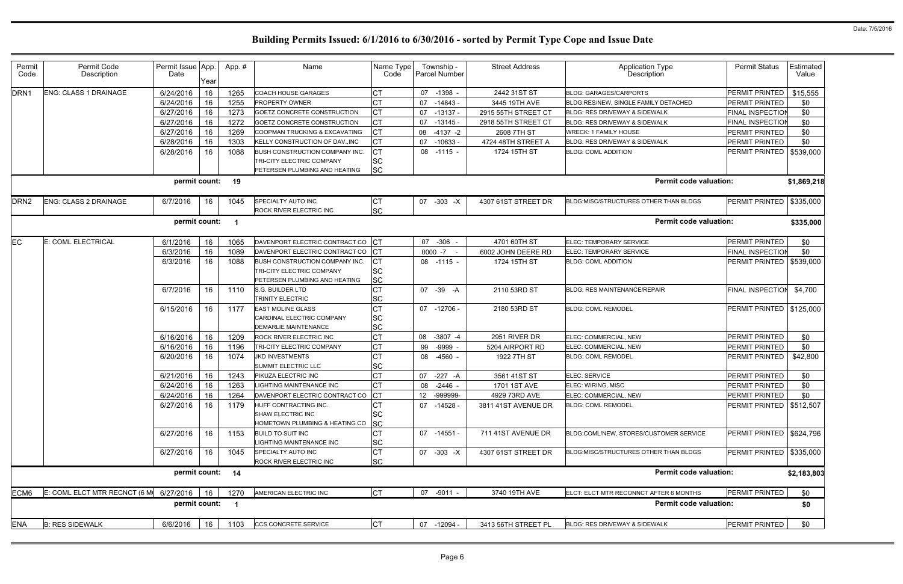# Building Permits Issued: 6/1/2016 to 6/30/2016 - sorted by Permit Type Cope and Issue Date

Date: 7/5/2016

| Permit Code | Permit Code Description | Permit Issue Date | App. Year | App. # | Name | Name Type Code | Township - Parcel Number | Street Address | Application Type Description | Permit Status | Estimated Value |
|---|---|---|---|---|---|---|---|---|---|---|---|
| DRN1 | ENG: CLASS 1 DRAINAGE | 6/24/2016 | 16 | 1265 | COACH HOUSE GARAGES | CT | 07 -1398 - | 2442 31ST ST | BLDG: GARAGES/CARPORTS | PERMIT PRINTED | $15,555 |
| | | 6/24/2016 | 16 | 1255 | PROPERTY OWNER | CT | 07 -14843 - | 3445 19TH AVE | BLDG:RES/NEW, SINGLE FAMILY DETACHED | PERMIT PRINTED | $0 |
| | | 6/27/2016 | 16 | 1273 | GOETZ CONCRETE CONSTRUCTION | CT | 07 -13137 - | 2915 55TH STREET CT | BLDG: RES DRIVEWAY & SIDEWALK | FINAL INSPECTION | $0 |
| | | 6/27/2016 | 16 | 1272 | GOETZ CONCRETE CONSTRUCTION | CT | 07 -13145 - | 2918 55TH STREET CT | BLDG: RES DRIVEWAY & SIDEWALK | FINAL INSPECTION | $0 |
| | | 6/27/2016 | 16 | 1269 | COOPMAN TRUCKING & EXCAVATING | CT | 08 -4137 -2 | 2608 7TH ST | WRECK: 1 FAMILY HOUSE | PERMIT PRINTED | $0 |
| | | 6/28/2016 | 16 | 1303 | KELLY CONSTRUCTION OF DAV.,INC | CT | 07 -10633 - | 4724 48TH STREET A | BLDG: RES DRIVEWAY & SIDEWALK | PERMIT PRINTED | $0 |
| | | 6/28/2016 | 16 | 1088 | BUSH CONSTRUCTION COMPANY INC.<br>TRI-CITY ELECTRIC COMPANY<br>PETERSEN PLUMBING AND HEATING | CT<br>SC<br>SC | 08 -1115 - | 1724 15TH ST | BLDG: COML ADDITION | PERMIT PRINTED | $539,000 |
| | | permit count: | | 19 | | | | | Permit code valuation: | | $1,869,218 |
| DRN2 | ENG: CLASS 2 DRAINAGE | 6/7/2016 | 16 | 1045 | SPECIALTY AUTO INC<br>ROCK RIVER ELECTRIC INC | CT<br>SC | 07 -303 -X | 4307 61ST STREET DR | BLDG:MISC/STRUCTURES OTHER THAN BLDGS | PERMIT PRINTED | $335,000 |
| | | permit count: | | 1 | | | | | Permit code valuation: | | $335,000 |
| EC | E: COML ELECTRICAL | 6/1/2016 | 16 | 1065 | DAVENPORT ELECTRIC CONTRACT CO | CT | 07 -306 - | 4701 60TH ST | ELEC: TEMPORARY SERVICE | PERMIT PRINTED | $0 |
| | | 6/3/2016 | 16 | 1089 | DAVENPORT ELECTRIC CONTRACT CO | CT | 0000 -7 - | 6002 JOHN DEERE RD | ELEC: TEMPORARY SERVICE | FINAL INSPECTION | $0 |
| | | 6/3/2016 | 16 | 1088 | BUSH CONSTRUCTION COMPANY INC.<br>TRI-CITY ELECTRIC COMPANY<br>PETERSEN PLUMBING AND HEATING | CT<br>SC<br>SC | 08 -1115 - | 1724 15TH ST | BLDG: COML ADDITION | PERMIT PRINTED | $539,000 |
| | | 6/7/2016 | 16 | 1110 | S.G. BUILDER LTD<br>TRINITY ELECTRIC | CT<br>SC | 07 -39 -A | 2110 53RD ST | BLDG: RES MAINTENANCE/REPAIR | FINAL INSPECTION | $4,700 |
| | | 6/15/2016 | 16 | 1177 | EAST MOLINE GLASS<br>CARDINAL ELECTRIC COMPANY<br>DEMARLIE MAINTENANCE | CT<br>SC<br>SC | 07 -12706 - | 2180 53RD ST | BLDG: COML REMODEL | PERMIT PRINTED | $125,000 |
| | | 6/16/2016 | 16 | 1209 | ROCK RIVER ELECTRIC INC | CT | 08 -3807 -4 | 2951 RIVER DR | ELEC: COMMERCIAL, NEW | PERMIT PRINTED | $0 |
| | | 6/16/2016 | 16 | 1196 | TRI-CITY ELECTRIC COMPANY | CT | 99 -9999 - | 5204 AIRPORT RD | ELEC: COMMERCIAL, NEW | PERMIT PRINTED | $0 |
| | | 6/20/2016 | 16 | 1074 | JKD INVESTMENTS<br>SUMMIT ELECTRIC LLC | CT<br>SC | 08 -4560 - | 1922 7TH ST | BLDG: COML REMODEL | PERMIT PRINTED | $42,800 |
| | | 6/21/2016 | 16 | 1243 | PIKUZA ELECTRIC INC | CT | 07 -227 -A | 3561 41ST ST | ELEC: SERVICE | PERMIT PRINTED | $0 |
| | | 6/24/2016 | 16 | 1263 | LIGHTING MAINTENANCE INC | CT | 08 -2446 - | 1701 1ST AVE | ELEC: WIRING, MISC | PERMIT PRINTED | $0 |
| | | 6/24/2016 | 16 | 1264 | DAVENPORT ELECTRIC CONTRACT CO | CT | 12 -999999- | 4929 73RD AVE | ELEC: COMMERCIAL, NEW | PERMIT PRINTED | $0 |
| | | 6/27/2016 | 16 | 1179 | HUFF CONTRACTING INC.<br>SHAW ELECTRIC INC<br>HOMETOWN PLUMBING & HEATING CO | CT<br>SC<br>SC | 07 -14528 - | 3811 41ST AVENUE DR | BLDG: COML REMODEL | PERMIT PRINTED | $512,507 |
| | | 6/27/2016 | 16 | 1153 | BUILD TO SUIT INC<br>LIGHTING MAINTENANCE INC | CT<br>SC | 07 -14551 - | 711 41ST AVENUE DR | BLDG:COML/NEW, STORES/CUSTOMER SERVICE | PERMIT PRINTED | $624,796 |
| | | 6/27/2016 | 16 | 1045 | SPECIALTY AUTO INC<br>ROCK RIVER ELECTRIC INC | CT<br>SC | 07 -303 -X | 4307 61ST STREET DR | BLDG:MISC/STRUCTURES OTHER THAN BLDGS | PERMIT PRINTED | $335,000 |
| | | permit count: | | 14 | | | | | Permit code valuation: | | $2,183,803 |
| ECM6 | E: COML ELCT MTR RECNCT (6 M | 6/27/2016 | 16 | 1270 | AMERICAN ELECTRIC INC | CT | 07 -9011 - | 3740 19TH AVE | ELCT: ELCT MTR RECONNCT AFTER 6 MONTHS | PERMIT PRINTED | $0 |
| | | permit count: | | 1 | | | | | Permit code valuation: | | $0 |
| ENA | B: RES SIDEWALK | 6/6/2016 | 16 | 1103 | CCS CONCRETE SERVICE | CT | 07 -12094 - | 3413 56TH STREET PL | BLDG: RES DRIVEWAY & SIDEWALK | PERMIT PRINTED | $0 |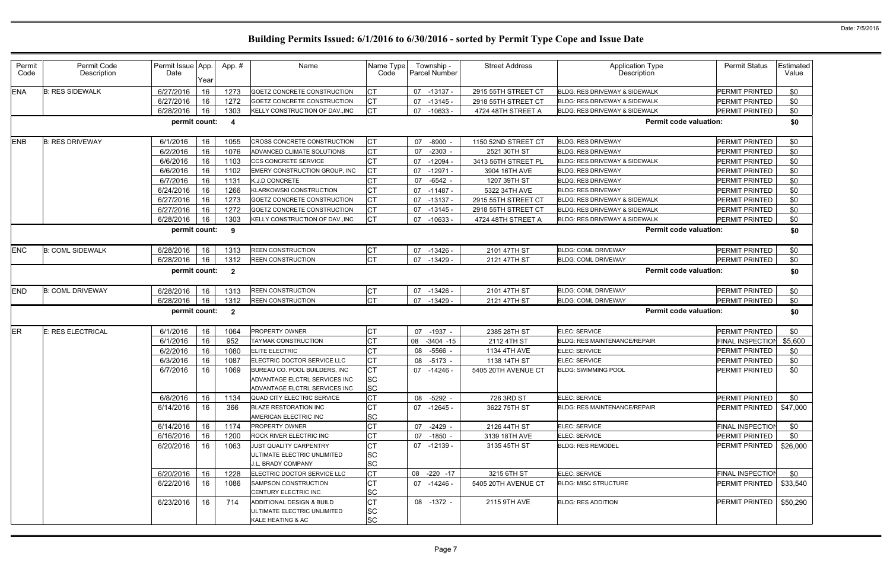# Building Permits Issued: 6/1/2016 to 6/30/2016 - sorted by Permit Type Cope and Issue Date

Date: 7/5/2016

| Permit Code | Permit Code Description | Permit Issue Date | App. Year | App. # | Name | Name Type Code | Township - Parcel Number | Street Address | Application Type Description | Permit Status | Estimated Value |
|---|---|---|---|---|---|---|---|---|---|---|---|
| ENA | B: RES SIDEWALK | 6/27/2016 | 16 | 1273 | GOETZ CONCRETE CONSTRUCTION | CT | 07 -13137 - | 2915 55TH STREET CT | BLDG: RES DRIVEWAY & SIDEWALK | PERMIT PRINTED | $0 |
| | | 6/27/2016 | 16 | 1272 | GOETZ CONCRETE CONSTRUCTION | CT | 07 -13145 - | 2918 55TH STREET CT | BLDG: RES DRIVEWAY & SIDEWALK | PERMIT PRINTED | $0 |
| | | 6/28/2016 | 16 | 1303 | KELLY CONSTRUCTION OF DAV.,INC | CT | 07 -10633 - | 4724 48TH STREET A | BLDG: RES DRIVEWAY & SIDEWALK | PERMIT PRINTED | $0 |
| | | permit count: | | 4 | | | | | Permit code valuation: | | $0 |
| ENB | B: RES DRIVEWAY | 6/1/2016 | 16 | 1055 | CROSS CONCRETE CONSTRUCTION | CT | 07 -8900 - | 1150 52ND STREET CT | BLDG: RES DRIVEWAY | PERMIT PRINTED | $0 |
| | | 6/2/2016 | 16 | 1076 | ADVANCED CLIMATE SOLUTIONS | CT | 07 -2303 - | 2521 30TH ST | BLDG: RES DRIVEWAY | PERMIT PRINTED | $0 |
| | | 6/6/2016 | 16 | 1103 | CCS CONCRETE SERVICE | CT | 07 -12094 - | 3413 56TH STREET PL | BLDG: RES DRIVEWAY & SIDEWALK | PERMIT PRINTED | $0 |
| | | 6/6/2016 | 16 | 1102 | EMERY CONSTRUCTION GROUP, INC | CT | 07 -12971 - | 3904 16TH AVE | BLDG: RES DRIVEWAY | PERMIT PRINTED | $0 |
| | | 6/7/2016 | 16 | 1131 | K.J.D CONCRETE | CT | 07 -6542 - | 1207 39TH ST | BLDG: RES DRIVEWAY | PERMIT PRINTED | $0 |
| | | 6/24/2016 | 16 | 1266 | KLARKOWSKI CONSTRUCTION | CT | 07 -11487 - | 5322 34TH AVE | BLDG: RES DRIVEWAY | PERMIT PRINTED | $0 |
| | | 6/27/2016 | 16 | 1273 | GOETZ CONCRETE CONSTRUCTION | CT | 07 -13137 - | 2915 55TH STREET CT | BLDG: RES DRIVEWAY & SIDEWALK | PERMIT PRINTED | $0 |
| | | 6/27/2016 | 16 | 1272 | GOETZ CONCRETE CONSTRUCTION | CT | 07 -13145 - | 2918 55TH STREET CT | BLDG: RES DRIVEWAY & SIDEWALK | PERMIT PRINTED | $0 |
| | | 6/28/2016 | 16 | 1303 | KELLY CONSTRUCTION OF DAV.,INC | CT | 07 -10633 - | 4724 48TH STREET A | BLDG: RES DRIVEWAY & SIDEWALK | PERMIT PRINTED | $0 |
| | | permit count: | | 9 | | | | | Permit code valuation: | | $0 |
| ENC | B: COML SIDEWALK | 6/28/2016 | 16 | 1313 | REEN CONSTRUCTION | CT | 07 -13426 - | 2101 47TH ST | BLDG: COML DRIVEWAY | PERMIT PRINTED | $0 |
| | | 6/28/2016 | 16 | 1312 | REEN CONSTRUCTION | CT | 07 -13429 - | 2121 47TH ST | BLDG: COML DRIVEWAY | PERMIT PRINTED | $0 |
| | | permit count: | | 2 | | | | | Permit code valuation: | | $0 |
| END | B: COML DRIVEWAY | 6/28/2016 | 16 | 1313 | REEN CONSTRUCTION | CT | 07 -13426 - | 2101 47TH ST | BLDG: COML DRIVEWAY | PERMIT PRINTED | $0 |
| | | 6/28/2016 | 16 | 1312 | REEN CONSTRUCTION | CT | 07 -13429 - | 2121 47TH ST | BLDG: COML DRIVEWAY | PERMIT PRINTED | $0 |
| | | permit count: | | 2 | | | | | Permit code valuation: | | $0 |
| ER | E: RES ELECTRICAL | 6/1/2016 | 16 | 1064 | PROPERTY OWNER | CT | 07 -1937 - | 2385 28TH ST | ELEC: SERVICE | PERMIT PRINTED | $0 |
| | | 6/1/2016 | 16 | 952 | TAYMAK CONSTRUCTION | CT | 08 -3404 -15 | 2112 4TH ST | BLDG: RES MAINTENANCE/REPAIR | FINAL INSPECTION | $5,600 |
| | | 6/2/2016 | 16 | 1080 | ELITE ELECTRIC | CT | 08 -5566 - | 1134 4TH AVE | ELEC: SERVICE | PERMIT PRINTED | $0 |
| | | 6/3/2016 | 16 | 1087 | ELECTRIC DOCTOR SERVICE LLC | CT | 08 -5173 - | 1138 14TH ST | ELEC: SERVICE | PERMIT PRINTED | $0 |
| | | 6/7/2016 | 16 | 1069 | BUREAU CO. POOL BUILDERS, INC<br>ADVANTAGE ELCTRL SERVICES INC<br>ADVANTAGE ELCTRL SERVICES INC | CT<br>SC<br>SC | 07 -14246 - | 5405 20TH AVENUE CT | BLDG: SWIMMING POOL | PERMIT PRINTED | $0 |
| | | 6/8/2016 | 16 | 1134 | QUAD CITY ELECTRIC SERVICE | CT | 08 -5292 - | 726 3RD ST | ELEC: SERVICE | PERMIT PRINTED | $0 |
| | | 6/14/2016 | 16 | 366 | BLAZE RESTORATION INC<br>AMERICAN ELECTRIC INC | CT<br>SC | 07 -12645 - | 3622 75TH ST | BLDG: RES MAINTENANCE/REPAIR | PERMIT PRINTED | $47,000 |
| | | 6/14/2016 | 16 | 1174 | PROPERTY OWNER | CT | 07 -2429 - | 2126 44TH ST | ELEC: SERVICE | FINAL INSPECTION | $0 |
| | | 6/16/2016 | 16 | 1200 | ROCK RIVER ELECTRIC INC | CT | 07 -1850 - | 3139 18TH AVE | ELEC: SERVICE | PERMIT PRINTED | $0 |
| | | 6/20/2016 | 16 | 1063 | JUST QUALITY CARPENTRY<br>ULTIMATE ELECTRIC UNLIMITED<br>J.L. BRADY COMPANY | CT<br>SC<br>SC | 07 -12139 - | 3135 45TH ST | BLDG: RES REMODEL | PERMIT PRINTED | $26,000 |
| | | 6/20/2016 | 16 | 1228 | ELECTRIC DOCTOR SERVICE LLC | CT | 08 -220 -17 | 3215 6TH ST | ELEC: SERVICE | FINAL INSPECTION | $0 |
| | | 6/22/2016 | 16 | 1086 | SAMPSON CONSTRUCTION<br>CENTURY ELECTRIC INC | CT<br>SC | 07 -14246 - | 5405 20TH AVENUE CT | BLDG: MISC STRUCTURE | PERMIT PRINTED | $33,540 |
| | | 6/23/2016 | 16 | 714 | ADDITIONAL DESIGN & BUILD<br>ULTIMATE ELECTRIC UNLIMITED<br>KALE HEATING & AC | CT<br>SC<br>SC | 08 -1372 - | 2115 9TH AVE | BLDG: RES ADDITION | PERMIT PRINTED | $50,290 |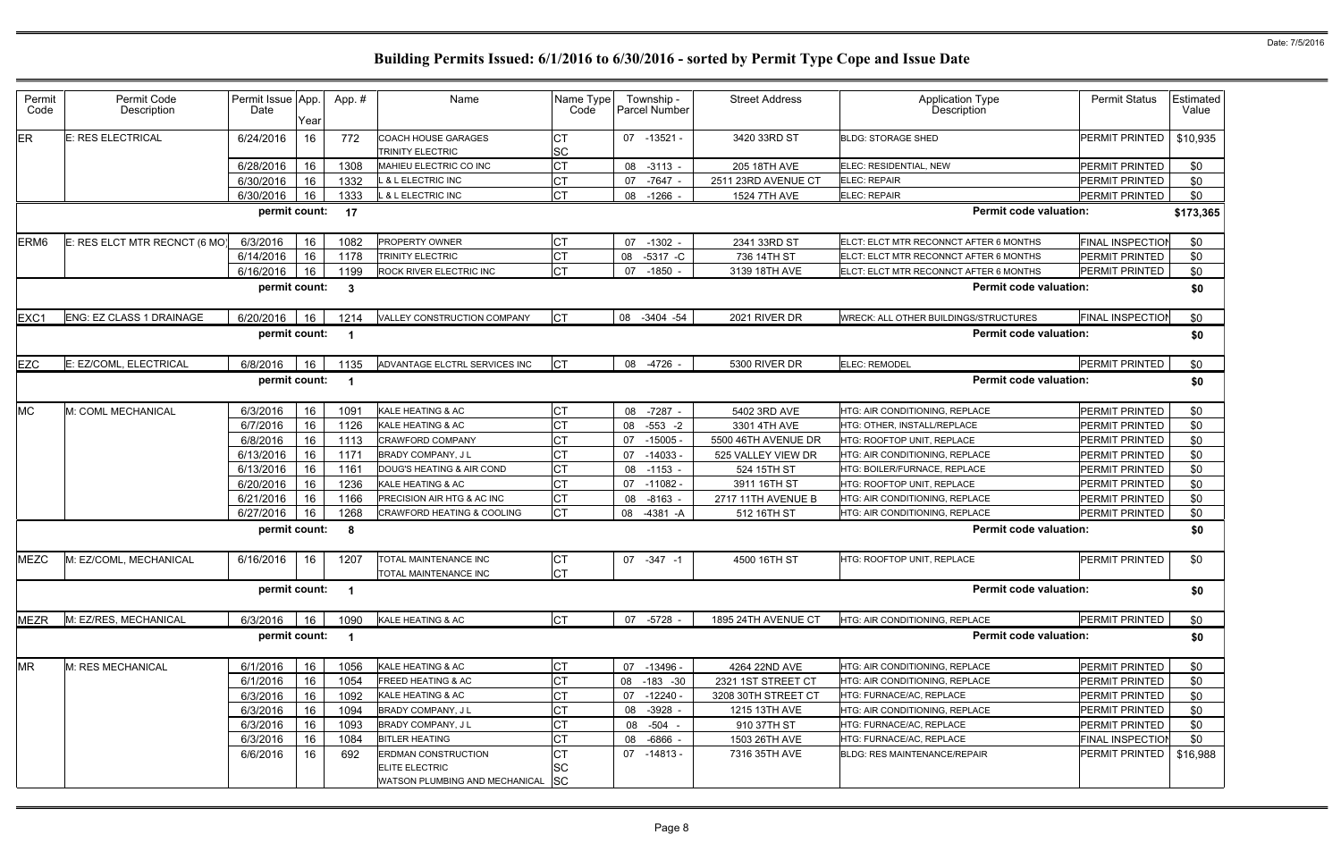# Building Permits Issued: 6/1/2016 to 6/30/2016 - sorted by Permit Type Cope and Issue Date

Date: 7/5/2016

| Permit Code | Permit Code Description | Permit Issue Date | App. Year | App. # | Name | Name Type Code | Township - Parcel Number | Street Address | Application Type Description | Permit Status | Estimated Value |
|---|---|---|---|---|---|---|---|---|---|---|---|
| ER | E: RES ELECTRICAL | 6/24/2016 | 16 | 772 | COACH HOUSE GARAGES<br>TRINITY ELECTRIC | CT<br>SC | 07 -13521 - | 3420 33RD ST | BLDG: STORAGE SHED | PERMIT PRINTED | $10,935 |
| | | 6/28/2016 | 16 | 1308 | MAHIEU ELECTRIC CO INC | CT | 08 -3113 - | 205 18TH AVE | ELEC: RESIDENTIAL, NEW | PERMIT PRINTED | $0 |
| | | 6/30/2016 | 16 | 1332 | L & L ELECTRIC INC | CT | 07 -7647 - | 2511 23RD AVENUE CT | ELEC: REPAIR | PERMIT PRINTED | $0 |
| | | 6/30/2016 | 16 | 1333 | L & L ELECTRIC INC | CT | 08 -1266 - | 1524 7TH AVE | ELEC: REPAIR | PERMIT PRINTED | $0 |
| | | **permit count:** | | **17** | | | | | **Permit code valuation:** | | **$173,365** |
| ERM6 | E: RES ELCT MTR RECNCT (6 MO) | 6/3/2016 | 16 | 1082 | PROPERTY OWNER | CT | 07 -1302 - | 2341 33RD ST | ELCT: ELCT MTR RECONNCT AFTER 6 MONTHS | FINAL INSPECTION | $0 |
| | | 6/14/2016 | 16 | 1178 | TRINITY ELECTRIC | CT | 08 -5317 -C | 736 14TH ST | ELCT: ELCT MTR RECONNCT AFTER 6 MONTHS | PERMIT PRINTED | $0 |
| | | 6/16/2016 | 16 | 1199 | ROCK RIVER ELECTRIC INC | CT | 07 -1850 - | 3139 18TH AVE | ELCT: ELCT MTR RECONNCT AFTER 6 MONTHS | PERMIT PRINTED | $0 |
| | | **permit count:** | | **3** | | | | | **Permit code valuation:** | | **$0** |
| EXC1 | ENG: EZ CLASS 1 DRAINAGE | 6/20/2016 | 16 | 1214 | VALLEY CONSTRUCTION COMPANY | CT | 08 -3404 -54 | 2021 RIVER DR | WRECK: ALL OTHER BUILDINGS/STRUCTURES | FINAL INSPECTION | $0 |
| | | **permit count:** | | **1** | | | | | **Permit code valuation:** | | **$0** |
| EZC | E: EZ/COML, ELECTRICAL | 6/8/2016 | 16 | 1135 | ADVANTAGE ELCTRL SERVICES INC | CT | 08 -4726 - | 5300 RIVER DR | ELEC: REMODEL | PERMIT PRINTED | $0 |
| | | **permit count:** | | **1** | | | | | **Permit code valuation:** | | **$0** |
| MC | M: COML MECHANICAL | 6/3/2016 | 16 | 1091 | KALE HEATING & AC | CT | 08 -7287 - | 5402 3RD AVE | HTG: AIR CONDITIONING, REPLACE | PERMIT PRINTED | $0 |
| | | 6/7/2016 | 16 | 1126 | KALE HEATING & AC | CT | 08 -553 -2 | 3301 4TH AVE | HTG: OTHER, INSTALL/REPLACE | PERMIT PRINTED | $0 |
| | | 6/8/2016 | 16 | 1113 | CRAWFORD COMPANY | CT | 07 -15005 - | 5500 46TH AVENUE DR | HTG: ROOFTOP UNIT, REPLACE | PERMIT PRINTED | $0 |
| | | 6/13/2016 | 16 | 1171 | BRADY COMPANY, J L | CT | 07 -14033 - | 525 VALLEY VIEW DR | HTG: AIR CONDITIONING, REPLACE | PERMIT PRINTED | $0 |
| | | 6/13/2016 | 16 | 1161 | DOUG'S HEATING & AIR COND | CT | 08 -1153 - | 524 15TH ST | HTG: BOILER/FURNACE, REPLACE | PERMIT PRINTED | $0 |
| | | 6/20/2016 | 16 | 1236 | KALE HEATING & AC | CT | 07 -11082 - | 3911 16TH ST | HTG: ROOFTOP UNIT, REPLACE | PERMIT PRINTED | $0 |
| | | 6/21/2016 | 16 | 1166 | PRECISION AIR HTG & AC INC | CT | 08 -8163 - | 2717 11TH AVENUE B | HTG: AIR CONDITIONING, REPLACE | PERMIT PRINTED | $0 |
| | | 6/27/2016 | 16 | 1268 | CRAWFORD HEATING & COOLING | CT | 08 -4381 -A | 512 16TH ST | HTG: AIR CONDITIONING, REPLACE | PERMIT PRINTED | $0 |
| | | **permit count:** | | **8** | | | | | **Permit code valuation:** | | **$0** |
| MEZC | M: EZ/COML, MECHANICAL | 6/16/2016 | 16 | 1207 | TOTAL MAINTENANCE INC<br>TOTAL MAINTENANCE INC | CT<br>CT | 07 -347 -1 | 4500 16TH ST | HTG: ROOFTOP UNIT, REPLACE | PERMIT PRINTED | $0 |
| | | **permit count:** | | **1** | | | | | **Permit code valuation:** | | **$0** |
| MEZR | M: EZ/RES, MECHANICAL | 6/3/2016 | 16 | 1090 | KALE HEATING & AC | CT | 07 -5728 - | 1895 24TH AVENUE CT | HTG: AIR CONDITIONING, REPLACE | PERMIT PRINTED | $0 |
| | | **permit count:** | | **1** | | | | | **Permit code valuation:** | | **$0** |
| MR | M: RES MECHANICAL | 6/1/2016 | 16 | 1056 | KALE HEATING & AC | CT | 07 -13496 - | 4264 22ND AVE | HTG: AIR CONDITIONING, REPLACE | PERMIT PRINTED | $0 |
| | | 6/1/2016 | 16 | 1054 | FREED HEATING & AC | CT | 08 -183 -30 | 2321 1ST STREET CT | HTG: AIR CONDITIONING, REPLACE | PERMIT PRINTED | $0 |
| | | 6/3/2016 | 16 | 1092 | KALE HEATING & AC | CT | 07 -12240 - | 3208 30TH STREET CT | HTG: FURNACE/AC, REPLACE | PERMIT PRINTED | $0 |
| | | 6/3/2016 | 16 | 1094 | BRADY COMPANY, J L | CT | 08 -3928 - | 1215 13TH AVE | HTG: AIR CONDITIONING, REPLACE | PERMIT PRINTED | $0 |
| | | 6/3/2016 | 16 | 1093 | BRADY COMPANY, J L | CT | 08 -504 - | 910 37TH ST | HTG: FURNACE/AC, REPLACE | PERMIT PRINTED | $0 |
| | | 6/3/2016 | 16 | 1084 | BITLER HEATING | CT | 08 -6866 - | 1503 26TH AVE | HTG: FURNACE/AC, REPLACE | FINAL INSPECTION | $0 |
| | | 6/6/2016 | 16 | 692 | ERDMAN CONSTRUCTION<br>ELITE ELECTRIC<br>WATSON PLUMBING AND MECHANICAL | CT<br>SC<br>SC | 07 -14813 - | 7316 35TH AVE | BLDG: RES MAINTENANCE/REPAIR | PERMIT PRINTED | $16,988 |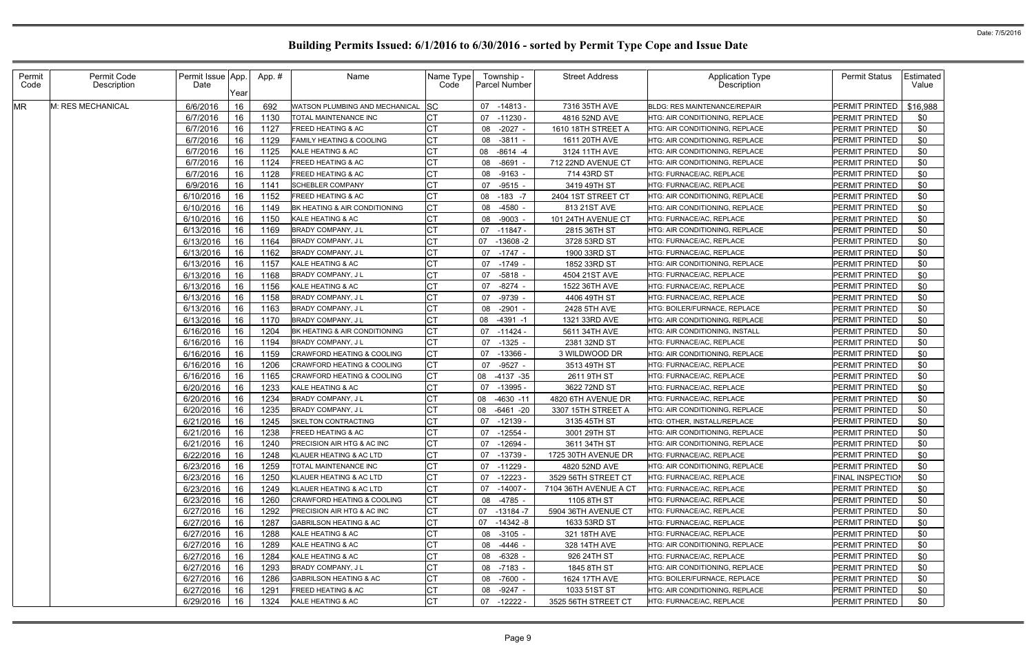# Building Permits Issued: 6/1/2016 to 6/30/2016 - sorted by Permit Type Cope and Issue Date

Date: 7/5/2016

| Permit Code | Permit Code Description | Permit Issue Date | App. Year | App. # | Name | Name Type Code | Township - Parcel Number | Street Address | Application Type Description | Permit Status | Estimated Value |
|---|---|---|---|---|---|---|---|---|---|---|---|
| MR | M: RES MECHANICAL | 6/6/2016 | 16 | 692 | WATSON PLUMBING AND MECHANICAL | SC | 07 -14813 - | 7316 35TH AVE | BLDG: RES MAINTENANCE/REPAIR | PERMIT PRINTED | $16,988 |
| | | 6/7/2016 | 16 | 1130 | TOTAL MAINTENANCE INC | CT | 07 -11230 - | 4816 52ND AVE | HTG: AIR CONDITIONING, REPLACE | PERMIT PRINTED | $0 |
| | | 6/7/2016 | 16 | 1127 | FREED HEATING & AC | CT | 08 -2027 - | 1610 18TH STREET A | HTG: AIR CONDITIONING, REPLACE | PERMIT PRINTED | $0 |
| | | 6/7/2016 | 16 | 1129 | FAMILY HEATING & COOLING | CT | 08 -3811 - | 1611 20TH AVE | HTG: AIR CONDITIONING, REPLACE | PERMIT PRINTED | $0 |
| | | 6/7/2016 | 16 | 1125 | KALE HEATING & AC | CT | 08 -8614 -4 | 3124 11TH AVE | HTG: AIR CONDITIONING, REPLACE | PERMIT PRINTED | $0 |
| | | 6/7/2016 | 16 | 1124 | FREED HEATING & AC | CT | 08 -8691 - | 712 22ND AVENUE CT | HTG: AIR CONDITIONING, REPLACE | PERMIT PRINTED | $0 |
| | | 6/7/2016 | 16 | 1128 | FREED HEATING & AC | CT | 08 -9163 - | 714 43RD ST | HTG: FURNACE/AC, REPLACE | PERMIT PRINTED | $0 |
| | | 6/9/2016 | 16 | 1141 | SCHEBLER COMPANY | CT | 07 -9515 - | 3419 49TH ST | HTG: FURNACE/AC, REPLACE | PERMIT PRINTED | $0 |
| | | 6/10/2016 | 16 | 1152 | FREED HEATING & AC | CT | 08 -183 -7 | 2404 1ST STREET CT | HTG: AIR CONDITIONING, REPLACE | PERMIT PRINTED | $0 |
| | | 6/10/2016 | 16 | 1149 | BK HEATING & AIR CONDITIONING | CT | 08 -4580 - | 813 21ST AVE | HTG: AIR CONDITIONING, REPLACE | PERMIT PRINTED | $0 |
| | | 6/10/2016 | 16 | 1150 | KALE HEATING & AC | CT | 08 -9003 - | 101 24TH AVENUE CT | HTG: FURNACE/AC, REPLACE | PERMIT PRINTED | $0 |
| | | 6/13/2016 | 16 | 1169 | BRADY COMPANY, J L | CT | 07 -11847 - | 2815 36TH ST | HTG: AIR CONDITIONING, REPLACE | PERMIT PRINTED | $0 |
| | | 6/13/2016 | 16 | 1164 | BRADY COMPANY, J L | CT | 07 -13608 -2 | 3728 53RD ST | HTG: FURNACE/AC, REPLACE | PERMIT PRINTED | $0 |
| | | 6/13/2016 | 16 | 1162 | BRADY COMPANY, J L | CT | 07 -1747 - | 1900 33RD ST | HTG: FURNACE/AC, REPLACE | PERMIT PRINTED | $0 |
| | | 6/13/2016 | 16 | 1157 | KALE HEATING & AC | CT | 07 -1749 - | 1852 33RD ST | HTG: AIR CONDITIONING, REPLACE | PERMIT PRINTED | $0 |
| | | 6/13/2016 | 16 | 1168 | BRADY COMPANY, J L | CT | 07 -5818 - | 4504 21ST AVE | HTG: FURNACE/AC, REPLACE | PERMIT PRINTED | $0 |
| | | 6/13/2016 | 16 | 1156 | KALE HEATING & AC | CT | 07 -8274 - | 1522 36TH AVE | HTG: FURNACE/AC, REPLACE | PERMIT PRINTED | $0 |
| | | 6/13/2016 | 16 | 1158 | BRADY COMPANY, J L | CT | 07 -9739 - | 4406 49TH ST | HTG: FURNACE/AC, REPLACE | PERMIT PRINTED | $0 |
| | | 6/13/2016 | 16 | 1163 | BRADY COMPANY, J L | CT | 08 -2901 - | 2428 5TH AVE | HTG: BOILER/FURNACE, REPLACE | PERMIT PRINTED | $0 |
| | | 6/13/2016 | 16 | 1170 | BRADY COMPANY, J L | CT | 08 -4391 -1 | 1321 33RD AVE | HTG: AIR CONDITIONING, REPLACE | PERMIT PRINTED | $0 |
| | | 6/16/2016 | 16 | 1204 | BK HEATING & AIR CONDITIONING | CT | 07 -11424 - | 5611 34TH AVE | HTG: AIR CONDITIONING, INSTALL | PERMIT PRINTED | $0 |
| | | 6/16/2016 | 16 | 1194 | BRADY COMPANY, J L | CT | 07 -1325 - | 2381 32ND ST | HTG: FURNACE/AC, REPLACE | PERMIT PRINTED | $0 |
| | | 6/16/2016 | 16 | 1159 | CRAWFORD HEATING & COOLING | CT | 07 -13366 - | 3 WILDWOOD DR | HTG: AIR CONDITIONING, REPLACE | PERMIT PRINTED | $0 |
| | | 6/16/2016 | 16 | 1206 | CRAWFORD HEATING & COOLING | CT | 07 -9527 - | 3513 49TH ST | HTG: FURNACE/AC, REPLACE | PERMIT PRINTED | $0 |
| | | 6/16/2016 | 16 | 1165 | CRAWFORD HEATING & COOLING | CT | 08 -4137 -35 | 2611 9TH ST | HTG: FURNACE/AC, REPLACE | PERMIT PRINTED | $0 |
| | | 6/20/2016 | 16 | 1233 | KALE HEATING & AC | CT | 07 -13995 - | 3622 72ND ST | HTG: FURNACE/AC, REPLACE | PERMIT PRINTED | $0 |
| | | 6/20/2016 | 16 | 1234 | BRADY COMPANY, J L | CT | 08 -4630 -11 | 4820 6TH AVENUE DR | HTG: FURNACE/AC, REPLACE | PERMIT PRINTED | $0 |
| | | 6/20/2016 | 16 | 1235 | BRADY COMPANY, J L | CT | 08 -6461 -20 | 3307 15TH STREET A | HTG: AIR CONDITIONING, REPLACE | PERMIT PRINTED | $0 |
| | | 6/21/2016 | 16 | 1245 | SKELTON CONTRACTING | CT | 07 -12139 - | 3135 45TH ST | HTG: OTHER, INSTALL/REPLACE | PERMIT PRINTED | $0 |
| | | 6/21/2016 | 16 | 1238 | FREED HEATING & AC | CT | 07 -12554 - | 3001 29TH ST | HTG: AIR CONDITIONING, REPLACE | PERMIT PRINTED | $0 |
| | | 6/21/2016 | 16 | 1240 | PRECISION AIR HTG & AC INC | CT | 07 -12694 - | 3611 34TH ST | HTG: AIR CONDITIONING, REPLACE | PERMIT PRINTED | $0 |
| | | 6/22/2016 | 16 | 1248 | KLAUER HEATING & AC LTD | CT | 07 -13739 - | 1725 30TH AVENUE DR | HTG: FURNACE/AC, REPLACE | PERMIT PRINTED | $0 |
| | | 6/23/2016 | 16 | 1259 | TOTAL MAINTENANCE INC | CT | 07 -11229 - | 4820 52ND AVE | HTG: AIR CONDITIONING, REPLACE | PERMIT PRINTED | $0 |
| | | 6/23/2016 | 16 | 1250 | KLAUER HEATING & AC LTD | CT | 07 -12223 - | 3529 56TH STREET CT | HTG: FURNACE/AC, REPLACE | FINAL INSPECTION | $0 |
| | | 6/23/2016 | 16 | 1249 | KLAUER HEATING & AC LTD | CT | 07 -14007 - | 7104 36TH AVENUE A CT | HTG: FURNACE/AC, REPLACE | PERMIT PRINTED | $0 |
| | | 6/23/2016 | 16 | 1260 | CRAWFORD HEATING & COOLING | CT | 08 -4785 - | 1105 8TH ST | HTG: FURNACE/AC, REPLACE | PERMIT PRINTED | $0 |
| | | 6/27/2016 | 16 | 1292 | PRECISION AIR HTG & AC INC | CT | 07 -13184 -7 | 5904 36TH AVENUE CT | HTG: FURNACE/AC, REPLACE | PERMIT PRINTED | $0 |
| | | 6/27/2016 | 16 | 1287 | GABRILSON HEATING & AC | CT | 07 -14342 -8 | 1633 53RD ST | HTG: FURNACE/AC, REPLACE | PERMIT PRINTED | $0 |
| | | 6/27/2016 | 16 | 1288 | KALE HEATING & AC | CT | 08 -3105 - | 321 18TH AVE | HTG: FURNACE/AC, REPLACE | PERMIT PRINTED | $0 |
| | | 6/27/2016 | 16 | 1289 | KALE HEATING & AC | CT | 08 -4446 - | 328 14TH AVE | HTG: AIR CONDITIONING, REPLACE | PERMIT PRINTED | $0 |
| | | 6/27/2016 | 16 | 1284 | KALE HEATING & AC | CT | 08 -6328 - | 926 24TH ST | HTG: FURNACE/AC, REPLACE | PERMIT PRINTED | $0 |
| | | 6/27/2016 | 16 | 1293 | BRADY COMPANY, J L | CT | 08 -7183 - | 1845 8TH ST | HTG: AIR CONDITIONING, REPLACE | PERMIT PRINTED | $0 |
| | | 6/27/2016 | 16 | 1286 | GABRILSON HEATING & AC | CT | 08 -7600 - | 1624 17TH AVE | HTG: BOILER/FURNACE, REPLACE | PERMIT PRINTED | $0 |
| | | 6/27/2016 | 16 | 1291 | FREED HEATING & AC | CT | 08 -9247 - | 1033 51ST ST | HTG: AIR CONDITIONING, REPLACE | PERMIT PRINTED | $0 |
| | | 6/29/2016 | 16 | 1324 | KALE HEATING & AC | CT | 07 -12222 - | 3525 56TH STREET CT | HTG: FURNACE/AC, REPLACE | PERMIT PRINTED | $0 |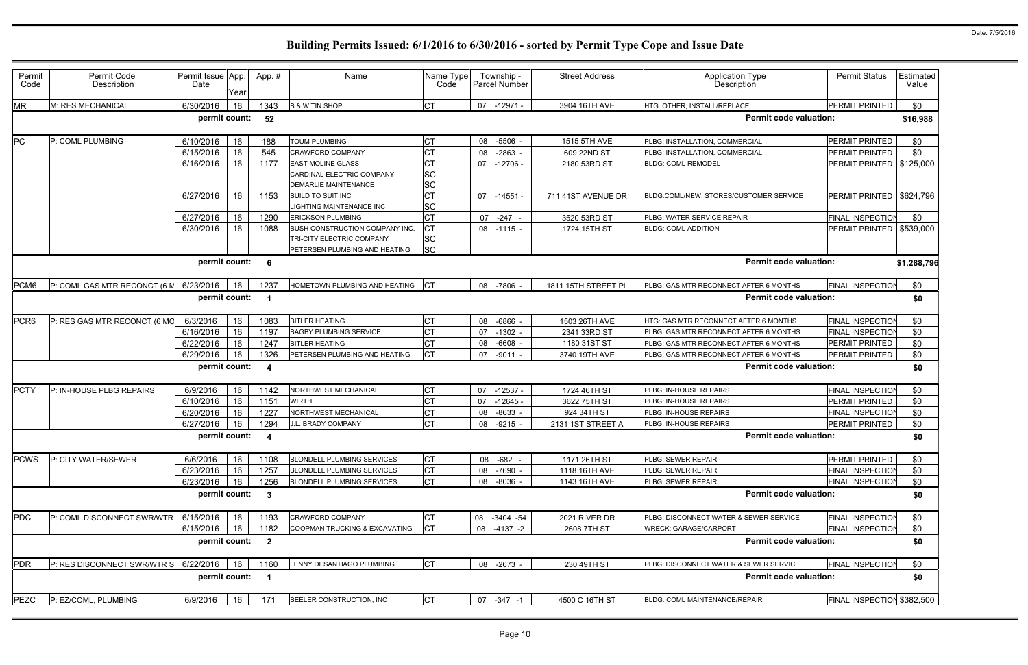# Building Permits Issued: 6/1/2016 to 6/30/2016 - sorted by Permit Type Cope and Issue Date

| Permit Code | Permit Code Description | Permit Issue Date | App. Year | App. # | Name | Name Type Code | Township - Parcel Number | Street Address | Application Type Description | Permit Status | Estimated Value |
|---|---|---|---|---|---|---|---|---|---|---|---|
| MR | M: RES MECHANICAL | 6/30/2016 | 16 | 1343 | B & W TIN SHOP | CT | 07 -12971 - | 3904 16TH AVE | HTG: OTHER, INSTALL/REPLACE | PERMIT PRINTED | $0 |
| | | permit count: | | 52 | | | | | Permit code valuation: | | $16,988 |
| PC | P: COML PLUMBING | 6/10/2016 | 16 | 188 | TOUM PLUMBING | CT | 08 -5506 - | 1515 5TH AVE | PLBG: INSTALLATION, COMMERCIAL | PERMIT PRINTED | $0 |
| | | 6/15/2016 | 16 | 545 | CRAWFORD COMPANY | CT | 08 -2863 - | 609 22ND ST | PLBG: INSTALLATION, COMMERCIAL | PERMIT PRINTED | $0 |
| | | 6/16/2016 | 16 | 1177 | EAST MOLINE GLASS<br>CARDINAL ELECTRIC COMPANY<br>DEMARLIE MAINTENANCE | CT<br>SC<br>SC | 07 -12706 - | 2180 53RD ST | BLDG: COML REMODEL | PERMIT PRINTED | $125,000 |
| | | 6/27/2016 | 16 | 1153 | BUILD TO SUIT INC<br>LIGHTING MAINTENANCE INC | CT<br>SC | 07 -14551 - | 711 41ST AVENUE DR | BLDG:COML/NEW, STORES/CUSTOMER SERVICE | PERMIT PRINTED | $624,796 |
| | | 6/27/2016 | 16 | 1290 | ERICKSON PLUMBING | CT | 07 -247 - | 3520 53RD ST | PLBG: WATER SERVICE REPAIR | FINAL INSPECTION | $0 |
| | | 6/30/2016 | 16 | 1088 | BUSH CONSTRUCTION COMPANY INC.<br>TRI-CITY ELECTRIC COMPANY<br>PETERSEN PLUMBING AND HEATING | CT<br>SC<br>SC | 08 -1115 - | 1724 15TH ST | BLDG: COML ADDITION | PERMIT PRINTED | $539,000 |
| | | permit count: | | 6 | | | | | Permit code valuation: | | $1,288,796 |
| PCM6 | P: COML GAS MTR RECONCT (6 M | 6/23/2016 | 16 | 1237 | HOMETOWN PLUMBING AND HEATING | CT | 08 -7806 - | 1811 15TH STREET PL | PLBG: GAS MTR RECONNECT AFTER 6 MONTHS | FINAL INSPECTION | $0 |
| | | permit count: | | 1 | | | | | Permit code valuation: | | $0 |
| PCR6 | P: RES GAS MTR RECONCT (6 MO | 6/3/2016 | 16 | 1083 | BITLER HEATING | CT | 08 -6866 - | 1503 26TH AVE | HTG: GAS MTR RECONNECT AFTER 6 MONTHS | FINAL INSPECTION | $0 |
| | | 6/16/2016 | 16 | 1197 | BAGBY PLUMBING SERVICE | CT | 07 -1302 - | 2341 33RD ST | PLBG: GAS MTR RECONNECT AFTER 6 MONTHS | FINAL INSPECTION | $0 |
| | | 6/22/2016 | 16 | 1247 | BITLER HEATING | CT | 08 -6608 - | 1180 31ST ST | PLBG: GAS MTR RECONNECT AFTER 6 MONTHS | PERMIT PRINTED | $0 |
| | | 6/29/2016 | 16 | 1326 | PETERSEN PLUMBING AND HEATING | CT | 07 -9011 - | 3740 19TH AVE | PLBG: GAS MTR RECONNECT AFTER 6 MONTHS | PERMIT PRINTED | $0 |
| | | permit count: | | 4 | | | | | Permit code valuation: | | $0 |
| PCTY | P: IN-HOUSE PLBG REPAIRS | 6/9/2016 | 16 | 1142 | NORTHWEST MECHANICAL | CT | 07 -12537 - | 1724 46TH ST | PLBG: IN-HOUSE REPAIRS | FINAL INSPECTION | $0 |
| | | 6/10/2016 | 16 | 1151 | WIRTH | CT | 07 -12645 - | 3622 75TH ST | PLBG: IN-HOUSE REPAIRS | PERMIT PRINTED | $0 |
| | | 6/20/2016 | 16 | 1227 | NORTHWEST MECHANICAL | CT | 08 -8633 - | 924 34TH ST | PLBG: IN-HOUSE REPAIRS | FINAL INSPECTION | $0 |
| | | 6/27/2016 | 16 | 1294 | J.L. BRADY COMPANY | CT | 08 -9215 - | 2131 1ST STREET A | PLBG: IN-HOUSE REPAIRS | PERMIT PRINTED | $0 |
| | | permit count: | | 4 | | | | | Permit code valuation: | | $0 |
| PCWS | P: CITY WATER/SEWER | 6/6/2016 | 16 | 1108 | BLONDELL PLUMBING SERVICES | CT | 08 -682 - | 1171 26TH ST | PLBG: SEWER REPAIR | PERMIT PRINTED | $0 |
| | | 6/23/2016 | 16 | 1257 | BLONDELL PLUMBING SERVICES | CT | 08 -7690 - | 1118 16TH AVE | PLBG: SEWER REPAIR | FINAL INSPECTION | $0 |
| | | 6/23/2016 | 16 | 1256 | BLONDELL PLUMBING SERVICES | CT | 08 -8036 - | 1143 16TH AVE | PLBG: SEWER REPAIR | FINAL INSPECTION | $0 |
| | | permit count: | | 3 | | | | | Permit code valuation: | | $0 |
| PDC | P: COML DISCONNECT SWR/WTR | 6/15/2016 | 16 | 1193 | CRAWFORD COMPANY | CT | 08 -3404 -54 | 2021 RIVER DR | PLBG: DISCONNECT WATER & SEWER SERVICE | FINAL INSPECTION | $0 |
| | | 6/15/2016 | 16 | 1182 | COOPMAN TRUCKING & EXCAVATING | CT | 08 -4137 -2 | 2608 7TH ST | WRECK: GARAGE/CARPORT | FINAL INSPECTION | $0 |
| | | permit count: | | 2 | | | | | Permit code valuation: | | $0 |
| PDR | P: RES DISCONNECT SWR/WTR S | 6/22/2016 | 16 | 1160 | LENNY DESANTIAGO PLUMBING | CT | 08 -2673 - | 230 49TH ST | PLBG: DISCONNECT WATER & SEWER SERVICE | FINAL INSPECTION | $0 |
| | | permit count: | | 1 | | | | | Permit code valuation: | | $0 |
| PEZC | P: EZ/COML, PLUMBING | 6/9/2016 | 16 | 171 | BEELER CONSTRUCTION, INC | CT | 07 -347 -1 | 4500 C 16TH ST | BLDG: COML MAINTENANCE/REPAIR | FINAL INSPECTION | $382,500 |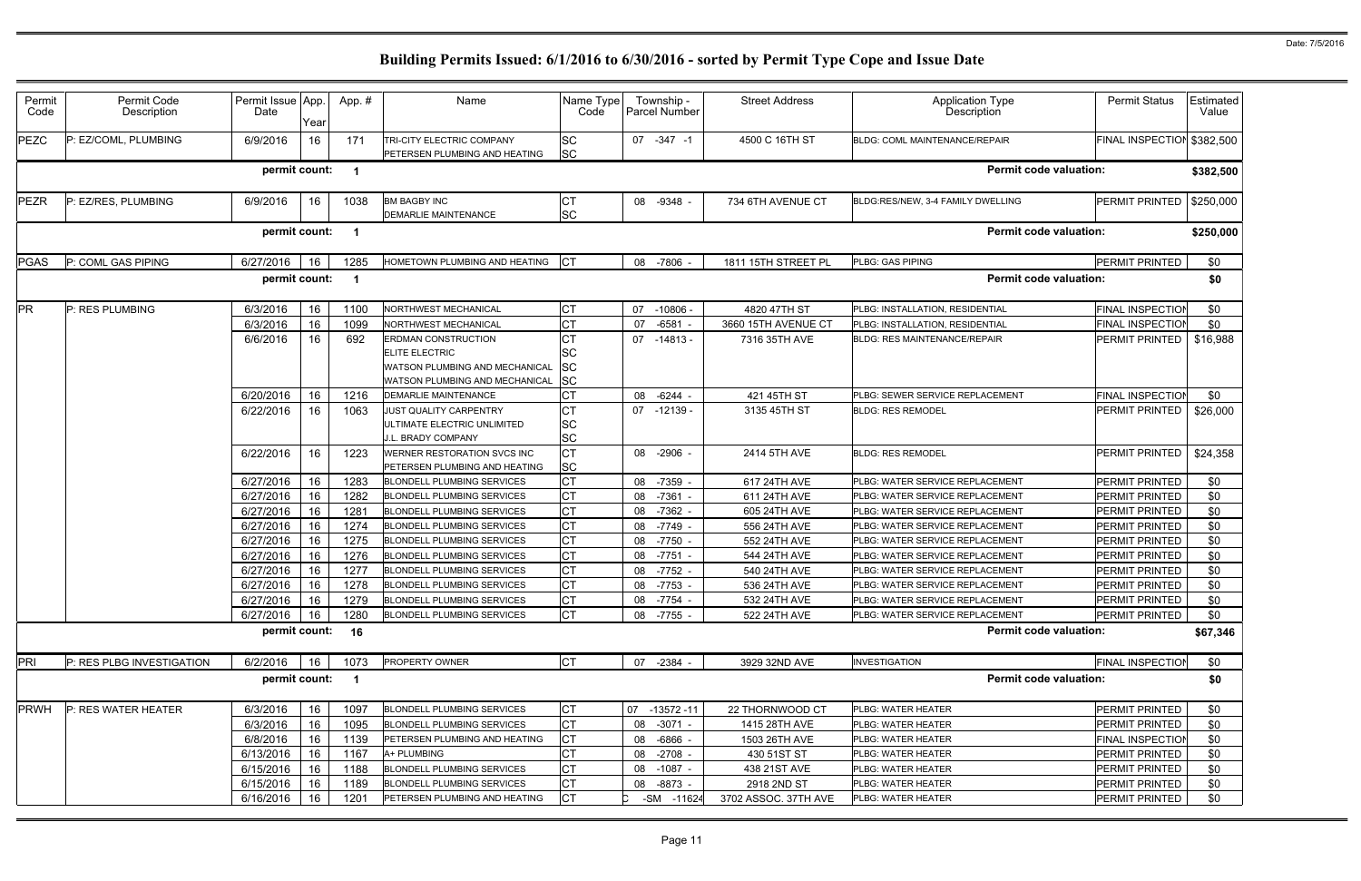# Building Permits Issued: 6/1/2016 to 6/30/2016 - sorted by Permit Type Cope and Issue Date

| Permit Code | Permit Code Description | Permit Issue Date | App. Year | App. # | Name | Name Type Code | Township - Parcel Number | Street Address | Application Type Description | Permit Status | Estimated Value |
|---|---|---|---|---|---|---|---|---|---|---|---|
| PEZC | P: EZ/COML, PLUMBING | 6/9/2016 | 16 | 171 | TRI-CITY ELECTRIC COMPANY<br>PETERSEN PLUMBING AND HEATING | SC<br>SC | 07 -347 -1 | 4500 C 16TH ST | BLDG: COML MAINTENANCE/REPAIR | FINAL INSPECTION | $382,500 |
| | | permit count: | | 1 | | | | | Permit code valuation: | | $382,500 |
| PEZR | P: EZ/RES, PLUMBING | 6/9/2016 | 16 | 1038 | BM BAGBY INC<br>DEMARLIE MAINTENANCE | CT<br>SC | 08 -9348 - | 734 6TH AVENUE CT | BLDG:RES/NEW, 3-4 FAMILY DWELLING | PERMIT PRINTED | $250,000 |
| | | permit count: | | 1 | | | | | Permit code valuation: | | $250,000 |
| PGAS | P: COML GAS PIPING | 6/27/2016 | 16 | 1285 | HOMETOWN PLUMBING AND HEATING | CT | 08 -7806 - | 1811 15TH STREET PL | PLBG: GAS PIPING | PERMIT PRINTED | $0 |
| | | permit count: | | 1 | | | | | Permit code valuation: | | $0 |
| PR | P: RES PLUMBING | 6/3/2016 | 16 | 1100 | NORTHWEST MECHANICAL | CT | 07 -10806 - | 4820 47TH ST | PLBG: INSTALLATION, RESIDENTIAL | FINAL INSPECTION | $0 |
| | | 6/3/2016 | 16 | 1099 | NORTHWEST MECHANICAL | CT | 07 -6581 - | 3660 15TH AVENUE CT | PLBG: INSTALLATION, RESIDENTIAL | FINAL INSPECTION | $0 |
| | | 6/6/2016 | 16 | 692 | ERDMAN CONSTRUCTION<br>ELITE ELECTRIC<br>WATSON PLUMBING AND MECHANICAL<br>WATSON PLUMBING AND MECHANICAL | CT<br>SC<br>SC<br>SC | 07 -14813 - | 7316 35TH AVE | BLDG: RES MAINTENANCE/REPAIR | PERMIT PRINTED | $16,988 |
| | | 6/20/2016 | 16 | 1216 | DEMARLIE MAINTENANCE | CT | 08 -6244 - | 421 45TH ST | PLBG: SEWER SERVICE REPLACEMENT | FINAL INSPECTION | $0 |
| | | 6/22/2016 | 16 | 1063 | JUST QUALITY CARPENTRY<br>ULTIMATE ELECTRIC UNLIMITED<br>J.L. BRADY COMPANY | CT<br>SC<br>SC | 07 -12139 - | 3135 45TH ST | BLDG: RES REMODEL | PERMIT PRINTED | $26,000 |
| | | 6/22/2016 | 16 | 1223 | WERNER RESTORATION SVCS INC<br>PETERSEN PLUMBING AND HEATING | CT<br>SC | 08 -2906 - | 2414 5TH AVE | BLDG: RES REMODEL | PERMIT PRINTED | $24,358 |
| | | 6/27/2016 | 16 | 1283 | BLONDELL PLUMBING SERVICES | CT | 08 -7359 - | 617 24TH AVE | PLBG: WATER SERVICE REPLACEMENT | PERMIT PRINTED | $0 |
| | | 6/27/2016 | 16 | 1282 | BLONDELL PLUMBING SERVICES | CT | 08 -7361 - | 611 24TH AVE | PLBG: WATER SERVICE REPLACEMENT | PERMIT PRINTED | $0 |
| | | 6/27/2016 | 16 | 1281 | BLONDELL PLUMBING SERVICES | CT | 08 -7362 - | 605 24TH AVE | PLBG: WATER SERVICE REPLACEMENT | PERMIT PRINTED | $0 |
| | | 6/27/2016 | 16 | 1274 | BLONDELL PLUMBING SERVICES | CT | 08 -7749 - | 556 24TH AVE | PLBG: WATER SERVICE REPLACEMENT | PERMIT PRINTED | $0 |
| | | 6/27/2016 | 16 | 1275 | BLONDELL PLUMBING SERVICES | CT | 08 -7750 - | 552 24TH AVE | PLBG: WATER SERVICE REPLACEMENT | PERMIT PRINTED | $0 |
| | | 6/27/2016 | 16 | 1276 | BLONDELL PLUMBING SERVICES | CT | 08 -7751 - | 544 24TH AVE | PLBG: WATER SERVICE REPLACEMENT | PERMIT PRINTED | $0 |
| | | 6/27/2016 | 16 | 1277 | BLONDELL PLUMBING SERVICES | CT | 08 -7752 - | 540 24TH AVE | PLBG: WATER SERVICE REPLACEMENT | PERMIT PRINTED | $0 |
| | | 6/27/2016 | 16 | 1278 | BLONDELL PLUMBING SERVICES | CT | 08 -7753 - | 536 24TH AVE | PLBG: WATER SERVICE REPLACEMENT | PERMIT PRINTED | $0 |
| | | 6/27/2016 | 16 | 1279 | BLONDELL PLUMBING SERVICES | CT | 08 -7754 - | 532 24TH AVE | PLBG: WATER SERVICE REPLACEMENT | PERMIT PRINTED | $0 |
| | | 6/27/2016 | 16 | 1280 | BLONDELL PLUMBING SERVICES | CT | 08 -7755 - | 522 24TH AVE | PLBG: WATER SERVICE REPLACEMENT | PERMIT PRINTED | $0 |
| | | permit count: | | 16 | | | | | Permit code valuation: | | $67,346 |
| PRI | P: RES PLBG INVESTIGATION | 6/2/2016 | 16 | 1073 | PROPERTY OWNER | CT | 07 -2384 - | 3929 32ND AVE | INVESTIGATION | FINAL INSPECTION | $0 |
| | | permit count: | | 1 | | | | | Permit code valuation: | | $0 |
| PRWH | P: RES WATER HEATER | 6/3/2016 | 16 | 1097 | BLONDELL PLUMBING SERVICES | CT | 07 -13572 -11 | 22 THORNWOOD CT | PLBG: WATER HEATER | PERMIT PRINTED | $0 |
| | | 6/3/2016 | 16 | 1095 | BLONDELL PLUMBING SERVICES | CT | 08 -3071 - | 1415 28TH AVE | PLBG: WATER HEATER | PERMIT PRINTED | $0 |
| | | 6/8/2016 | 16 | 1139 | PETERSEN PLUMBING AND HEATING | CT | 08 -6866 - | 1503 26TH AVE | PLBG: WATER HEATER | FINAL INSPECTION | $0 |
| | | 6/13/2016 | 16 | 1167 | A+ PLUMBING | CT | 08 -2708 - | 430 51ST ST | PLBG: WATER HEATER | PERMIT PRINTED | $0 |
| | | 6/15/2016 | 16 | 1188 | BLONDELL PLUMBING SERVICES | CT | 08 -1087 - | 438 21ST AVE | PLBG: WATER HEATER | PERMIT PRINTED | $0 |
| | | 6/15/2016 | 16 | 1189 | BLONDELL PLUMBING SERVICES | CT | 08 -8873 - | 2918 2ND ST | PLBG: WATER HEATER | PERMIT PRINTED | $0 |
| | | 6/16/2016 | 16 | 1201 | PETERSEN PLUMBING AND HEATING | CT | C -SM -11624 | 3702 ASSOC. 37TH AVE | PLBG: WATER HEATER | PERMIT PRINTED | $0 |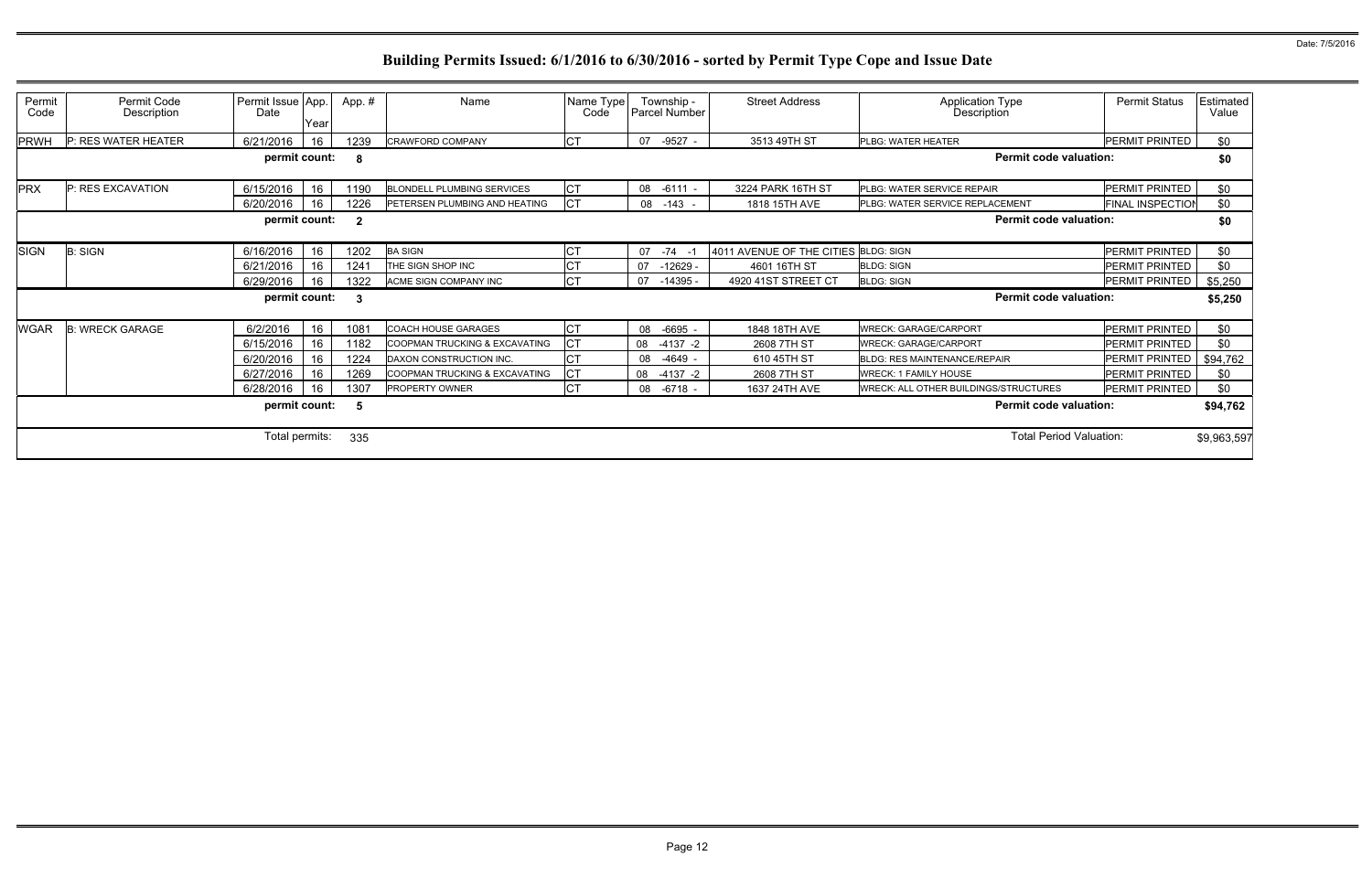# Building Permits Issued: 6/1/2016 to 6/30/2016 - sorted by Permit Type Cope and Issue Date

Date: 7/5/2016

| Permit Code | Permit Code Description | Permit Issue Date | App. Year | App. # | Name | Name Type Code | Township - Parcel Number | Street Address | Application Type Description | Permit Status | Estimated Value |
|---|---|---|---|---|---|---|---|---|---|---|---|
| PRWH | P: RES WATER HEATER | 6/21/2016 | 16 | 1239 | CRAWFORD COMPANY | CT | 07 -9527 - | 3513 49TH ST | PLBG: WATER HEATER | PERMIT PRINTED | $0 |
| | | permit count: | | 8 | | | | | Permit code valuation: | | $0 |
| PRX | P: RES EXCAVATION | 6/15/2016 | 16 | 1190 | BLONDELL PLUMBING SERVICES | CT | 08 -6111 - | 3224 PARK 16TH ST | PLBG: WATER SERVICE REPAIR | PERMIT PRINTED | $0 |
| | | 6/20/2016 | 16 | 1226 | PETERSEN PLUMBING AND HEATING | CT | 08 -143 - | 1818 15TH AVE | PLBG: WATER SERVICE REPLACEMENT | FINAL INSPECTION | $0 |
| | | permit count: | | 2 | | | | | Permit code valuation: | | $0 |
| SIGN | B: SIGN | 6/16/2016 | 16 | 1202 | BA SIGN | CT | 07 -74 -1 | 4011 AVENUE OF THE CITIES | BLDG: SIGN | PERMIT PRINTED | $0 |
| | | 6/21/2016 | 16 | 1241 | THE SIGN SHOP INC | CT | 07 -12629 - | 4601 16TH ST | BLDG: SIGN | PERMIT PRINTED | $0 |
| | | 6/29/2016 | 16 | 1322 | ACME SIGN COMPANY INC | CT | 07 -14395 - | 4920 41ST STREET CT | BLDG: SIGN | PERMIT PRINTED | $5,250 |
| | | permit count: | | 3 | | | | | Permit code valuation: | | $5,250 |
| WGAR | B: WRECK GARAGE | 6/2/2016 | 16 | 1081 | COACH HOUSE GARAGES | CT | 08 -6695 - | 1848 18TH AVE | WRECK: GARAGE/CARPORT | PERMIT PRINTED | $0 |
| | | 6/15/2016 | 16 | 1182 | COOPMAN TRUCKING & EXCAVATING | CT | 08 -4137 -2 | 2608 7TH ST | WRECK: GARAGE/CARPORT | PERMIT PRINTED | $0 |
| | | 6/20/2016 | 16 | 1224 | DAXON CONSTRUCTION INC. | CT | 08 -4649 - | 610 45TH ST | BLDG: RES MAINTENANCE/REPAIR | PERMIT PRINTED | $94,762 |
| | | 6/27/2016 | 16 | 1269 | COOPMAN TRUCKING & EXCAVATING | CT | 08 -4137 -2 | 2608 7TH ST | WRECK: 1 FAMILY HOUSE | PERMIT PRINTED | $0 |
| | | 6/28/2016 | 16 | 1307 | PROPERTY OWNER | CT | 08 -6718 - | 1637 24TH AVE | WRECK: ALL OTHER BUILDINGS/STRUCTURES | PERMIT PRINTED | $0 |
| | | permit count: | | 5 | | | | | Permit code valuation: | | $94,762 |
| | | Total permits: | | 335 | | | | | Total Period Valuation: | | $9,963,597 |